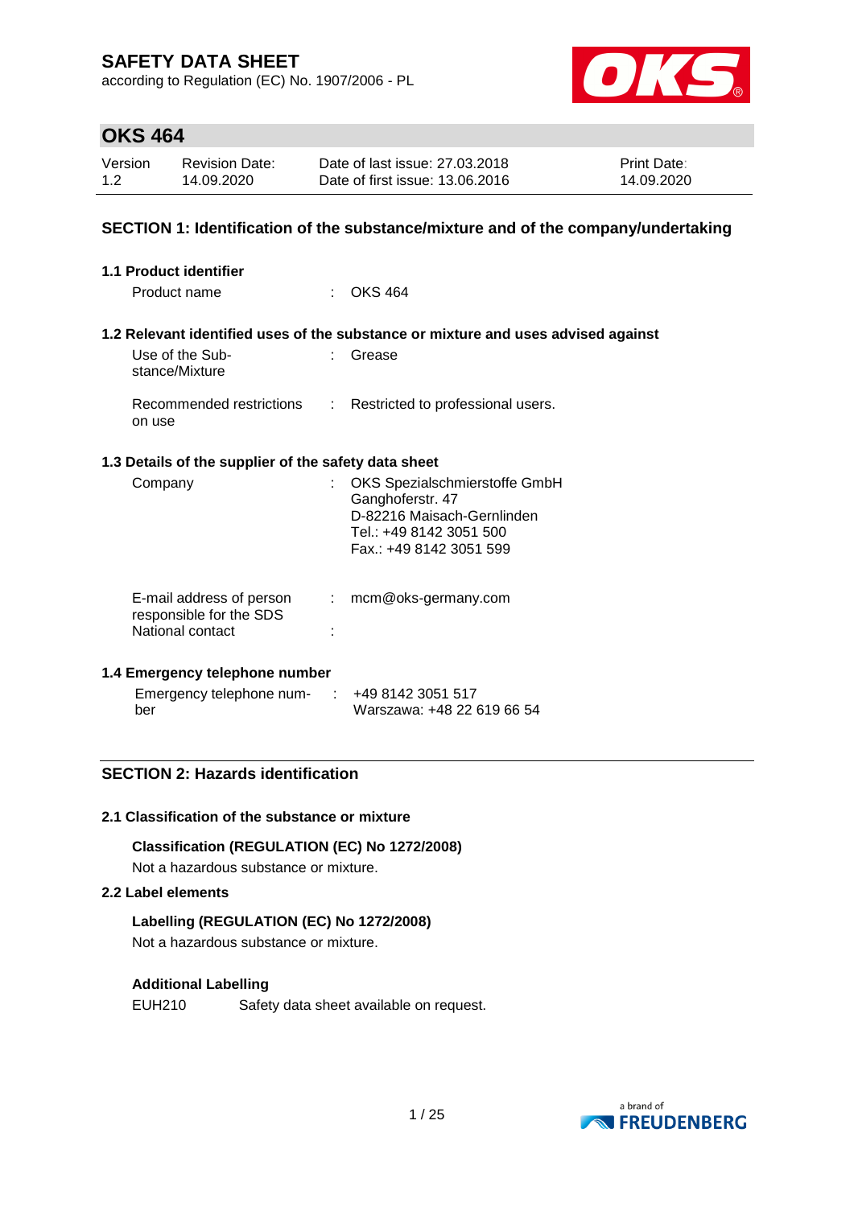# SAFETY DATA SHEET

according to Regulation (EC) No. 1907/2006 - PL

## OKS 464

| Version | Revision Date: | Date of last issue: 27.03.2018 | Print Date: |
|---|---|---|---|
| 1.2 | 14.09.2020 | Date of first issue: 13.06.2016 | 14.09.2020 |

## SECTION 1: Identification of the substance/mixture and of the company/undertaking

### 1.1 Product identifier

Product name : OKS 464

### 1.2 Relevant identified uses of the substance or mixture and uses advised against

Use of the Substance/Mixture : Grease

Recommended restrictions on use : Restricted to professional users.

### 1.3 Details of the supplier of the safety data sheet

Company : OKS Spezialschmierstoffe GmbH
Ganghoferstr. 47
D-82216 Maisach-Gernlinden
Tel.: +49 8142 3051 500
Fax.: +49 8142 3051 599

E-mail address of person responsible for the SDS : mcm@oks-germany.com

National contact :

### 1.4 Emergency telephone number

Emergency telephone number : +49 8142 3051 517
Warszawa: +48 22 619 66 54

## SECTION 2: Hazards identification

### 2.1 Classification of the substance or mixture

**Classification (REGULATION (EC) No 1272/2008)**

Not a hazardous substance or mixture.

### 2.2 Label elements

**Labelling (REGULATION (EC) No 1272/2008)**

Not a hazardous substance or mixture.

**Additional Labelling**

EUH210 Safety data sheet available on request.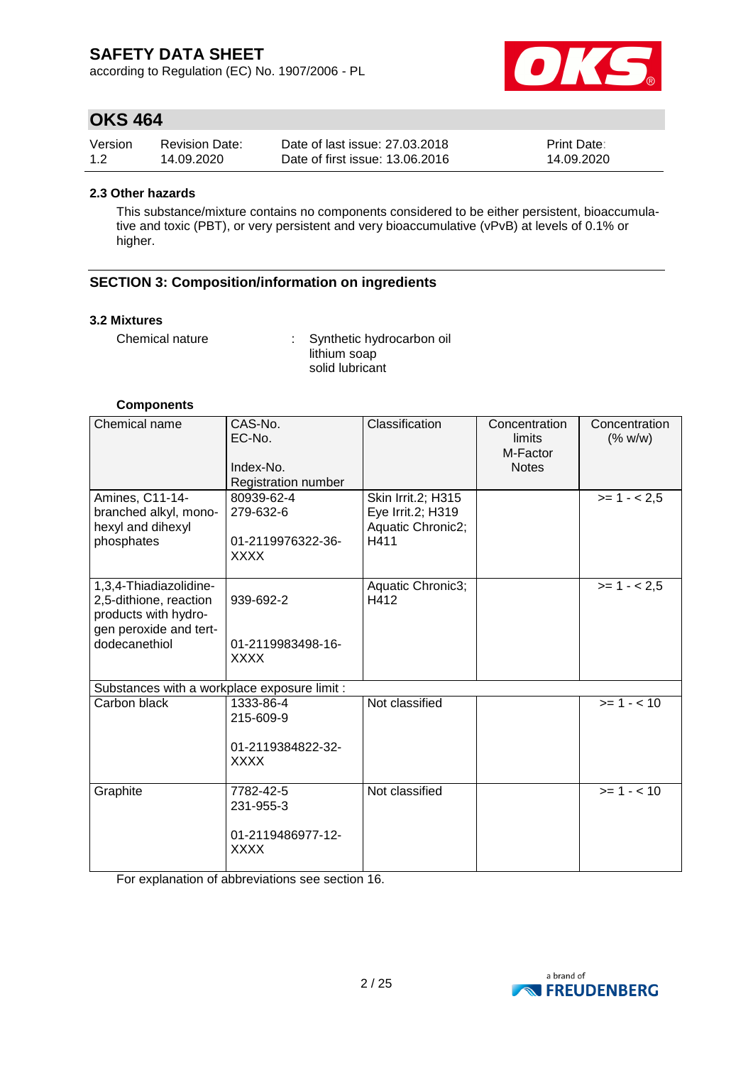### 2.3 Other hazards

This substance/mixture contains no components considered to be either persistent, bioaccumulative and toxic (PBT), or very persistent and very bioaccumulative (vPvB) at levels of 0.1% or higher.

## SECTION 3: Composition/information on ingredients

### 3.2 Mixtures

Chemical nature : Synthetic hydrocarbon oil
lithium soap
solid lubricant

**Components**

| Chemical name | CAS-No.<br>EC-No.<br>Index-No.<br>Registration number | Classification | Concentration limits<br>M-Factor<br>Notes | Concentration (% w/w) |
|---|---|---|---|---|
| Amines, C11-14-branched alkyl, monohexyl and dihexyl phosphates | 80939-62-4<br>279-632-6<br>01-2119976322-36-XXXX | Skin Irrit.2; H315<br>Eye Irrit.2; H319<br>Aquatic Chronic2; H411 | | >= 1 - < 2,5 |
| 1,3,4-Thiadiazolidine-2,5-dithione, reaction products with hydrogen peroxide and tert-dodecanethiol | 939-692-2<br>01-2119983498-16-XXXX | Aquatic Chronic3; H412 | | >= 1 - < 2,5 |
| Substances with a workplace exposure limit : | | | | |
| Carbon black | 1333-86-4<br>215-609-9<br>01-2119384822-32-XXXX | Not classified | | >= 1 - < 10 |
| Graphite | 7782-42-5<br>231-955-3<br>01-2119486977-12-XXXX | Not classified | | >= 1 - < 10 |

For explanation of abbreviations see section 16.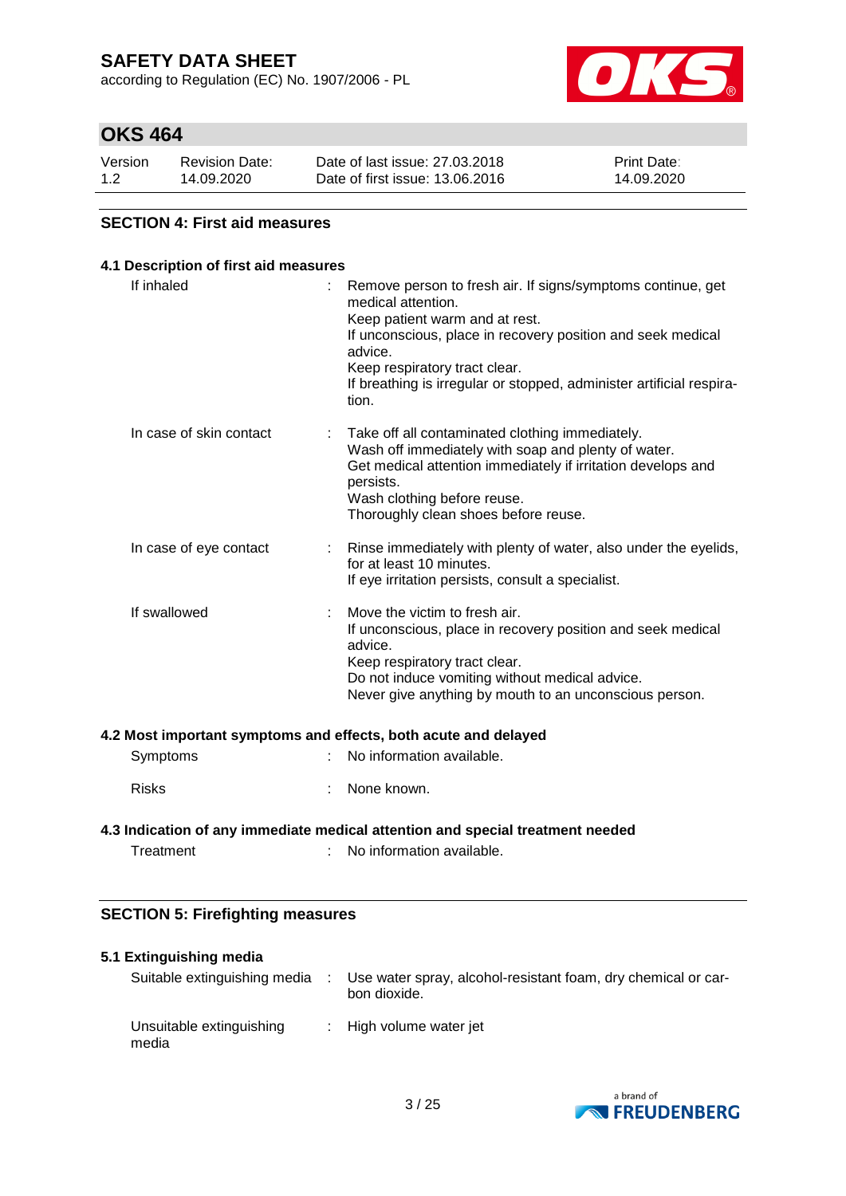## SECTION 4: First aid measures

### 4.1 Description of first aid measures

| | |
|---|---|
| If inhaled | : Remove person to fresh air. If signs/symptoms continue, get medical attention.<br>Keep patient warm and at rest.<br>If unconscious, place in recovery position and seek medical advice.<br>Keep respiratory tract clear.<br>If breathing is irregular or stopped, administer artificial respiration. |
| In case of skin contact | : Take off all contaminated clothing immediately.<br>Wash off immediately with soap and plenty of water.<br>Get medical attention immediately if irritation develops and persists.<br>Wash clothing before reuse.<br>Thoroughly clean shoes before reuse. |
| In case of eye contact | : Rinse immediately with plenty of water, also under the eyelids, for at least 10 minutes.<br>If eye irritation persists, consult a specialist. |
| If swallowed | : Move the victim to fresh air.<br>If unconscious, place in recovery position and seek medical advice.<br>Keep respiratory tract clear.<br>Do not induce vomiting without medical advice.<br>Never give anything by mouth to an unconscious person. |

### 4.2 Most important symptoms and effects, both acute and delayed

| | |
|---|---|
| Symptoms | : No information available. |
| Risks | : None known. |

### 4.3 Indication of any immediate medical attention and special treatment needed

| | |
|---|---|
| Treatment | : No information available. |

## SECTION 5: Firefighting measures

### 5.1 Extinguishing media

| | |
|---|---|
| Suitable extinguishing media | : Use water spray, alcohol-resistant foam, dry chemical or carbon dioxide. |
| Unsuitable extinguishing media | : High volume water jet |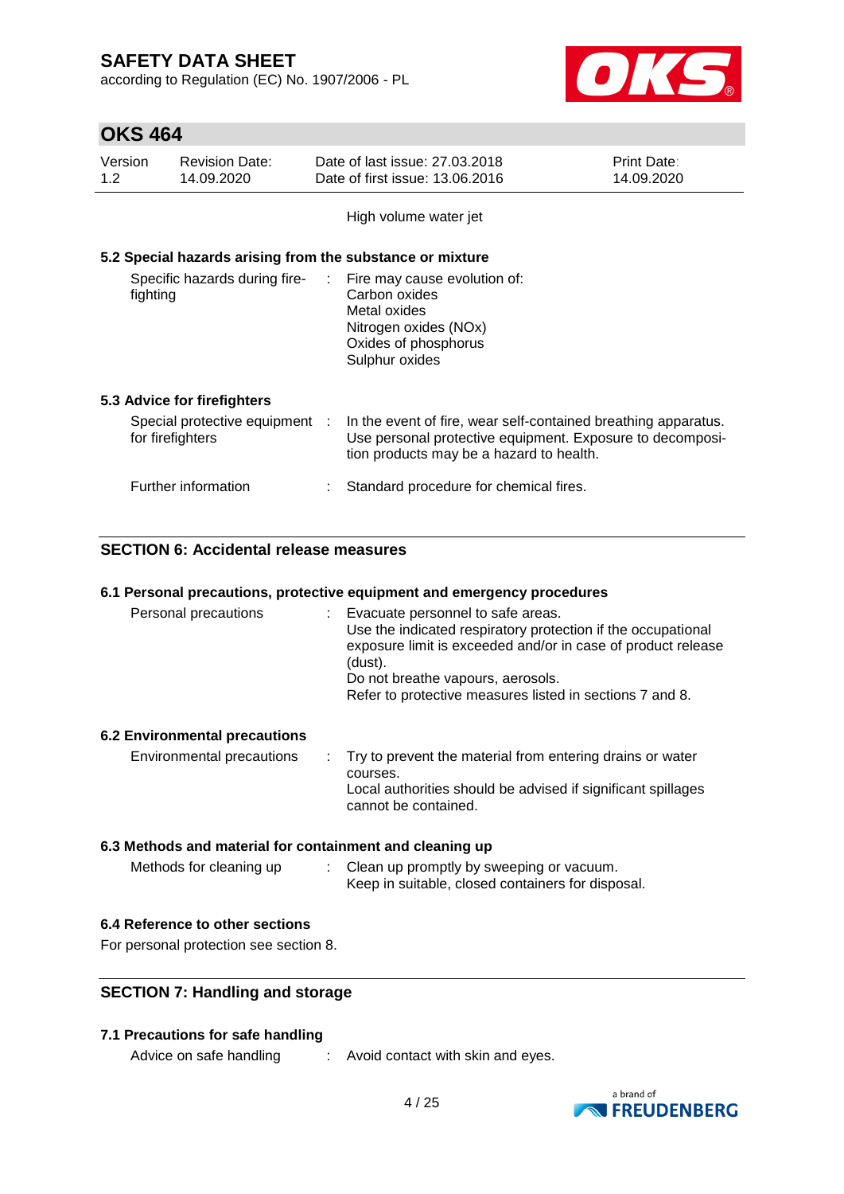High volume water jet

### 5.2 Special hazards arising from the substance or mixture

Specific hazards during fire-fighting : Fire may cause evolution of:
Carbon oxides
Metal oxides
Nitrogen oxides (NOx)
Oxides of phosphorus
Sulphur oxides

### 5.3 Advice for firefighters

Special protective equipment for firefighters : In the event of fire, wear self-contained breathing apparatus. Use personal protective equipment. Exposure to decomposition products may be a hazard to health.

Further information : Standard procedure for chemical fires.

## SECTION 6: Accidental release measures

### 6.1 Personal precautions, protective equipment and emergency procedures

Personal precautions : Evacuate personnel to safe areas.
Use the indicated respiratory protection if the occupational exposure limit is exceeded and/or in case of product release (dust).
Do not breathe vapours, aerosols.
Refer to protective measures listed in sections 7 and 8.

### 6.2 Environmental precautions

Environmental precautions : Try to prevent the material from entering drains or water courses.
Local authorities should be advised if significant spillages cannot be contained.

### 6.3 Methods and material for containment and cleaning up

Methods for cleaning up : Clean up promptly by sweeping or vacuum.
Keep in suitable, closed containers for disposal.

### 6.4 Reference to other sections

For personal protection see section 8.

## SECTION 7: Handling and storage

### 7.1 Precautions for safe handling

Advice on safe handling : Avoid contact with skin and eyes.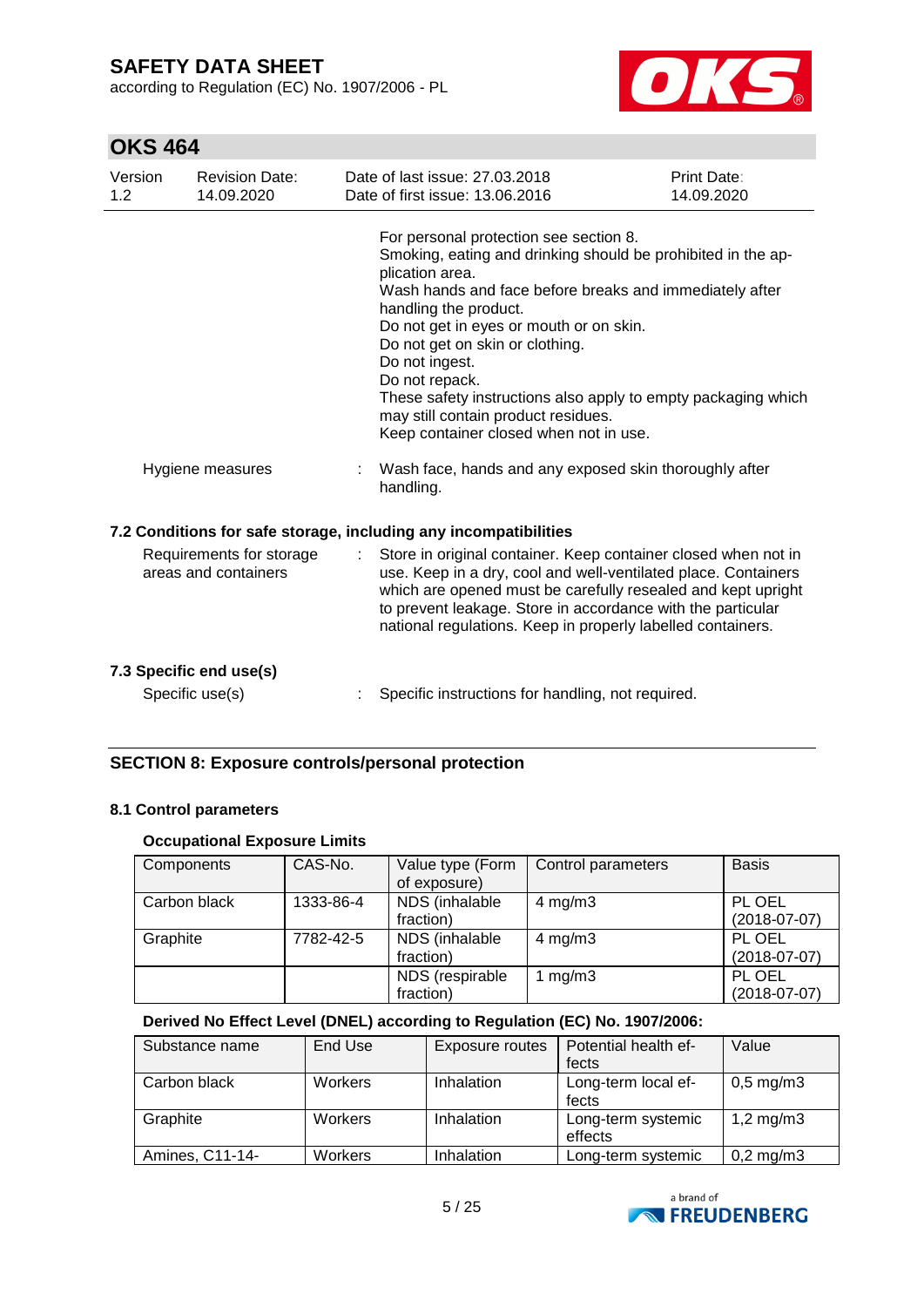For personal protection see section 8.
Smoking, eating and drinking should be prohibited in the application area.
Wash hands and face before breaks and immediately after handling the product.
Do not get in eyes or mouth or on skin.
Do not get on skin or clothing.
Do not ingest.
Do not repack.
These safety instructions also apply to empty packaging which may still contain product residues.
Keep container closed when not in use.

Hygiene measures : Wash face, hands and any exposed skin thoroughly after handling.

### 7.2 Conditions for safe storage, including any incompatibilities

Requirements for storage areas and containers : Store in original container. Keep container closed when not in use. Keep in a dry, cool and well-ventilated place. Containers which are opened must be carefully resealed and kept upright to prevent leakage. Store in accordance with the particular national regulations. Keep in properly labelled containers.

### 7.3 Specific end use(s)

Specific use(s) : Specific instructions for handling, not required.

## SECTION 8: Exposure controls/personal protection

### 8.1 Control parameters

**Occupational Exposure Limits**

| Components | CAS-No. | Value type (Form of exposure) | Control parameters | Basis |
|---|---|---|---|---|
| Carbon black | 1333-86-4 | NDS (inhalable fraction) | 4 mg/m3 | PL OEL (2018-07-07) |
| Graphite | 7782-42-5 | NDS (inhalable fraction) | 4 mg/m3 | PL OEL (2018-07-07) |
| | | NDS (respirable fraction) | 1 mg/m3 | PL OEL (2018-07-07) |

**Derived No Effect Level (DNEL) according to Regulation (EC) No. 1907/2006:**

| Substance name | End Use | Exposure routes | Potential health effects | Value |
|---|---|---|---|---|
| Carbon black | Workers | Inhalation | Long-term local effects | 0,5 mg/m3 |
| Graphite | Workers | Inhalation | Long-term systemic effects | 1,2 mg/m3 |
| Amines, C11-14- | Workers | Inhalation | Long-term systemic | 0,2 mg/m3 |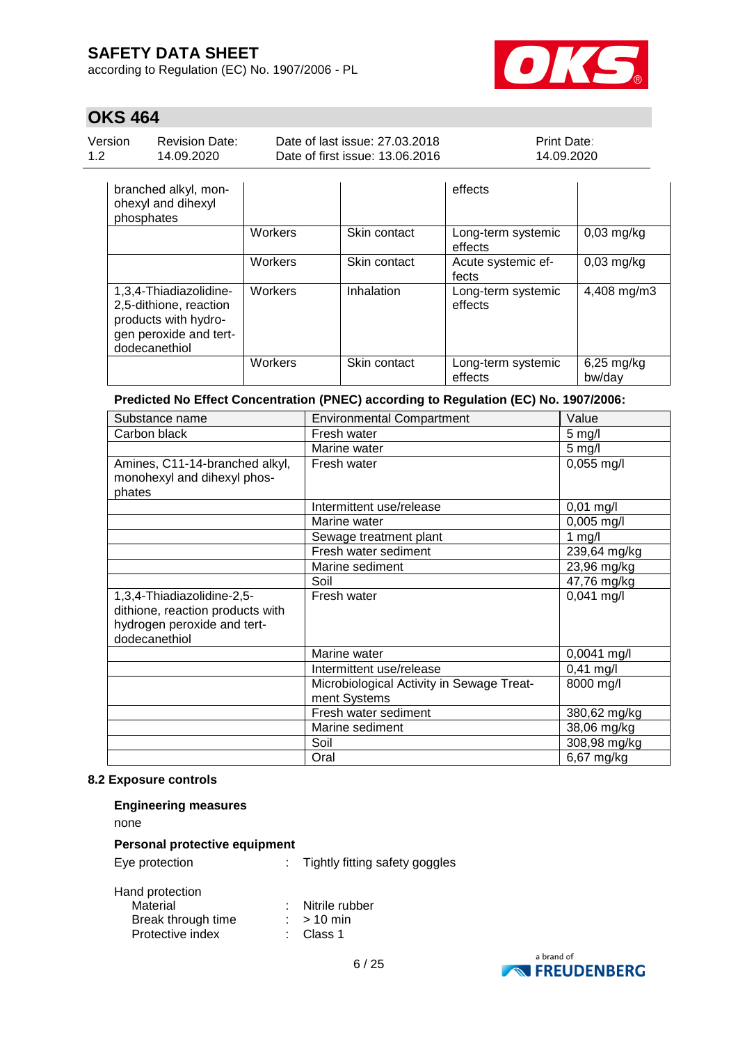| | | | | |
|---|---|---|---|---|
| branched alkyl, monohexyl and dihexyl phosphates | | | effects | |
| | Workers | Skin contact | Long-term systemic effects | 0,03 mg/kg |
| | Workers | Skin contact | Acute systemic effects | 0,03 mg/kg |
| 1,3,4-Thiadiazolidine-2,5-dithione, reaction products with hydrogen peroxide and tert-dodecanethiol | Workers | Inhalation | Long-term systemic effects | 4,408 mg/m3 |
| | Workers | Skin contact | Long-term systemic effects | 6,25 mg/kg bw/day |

**Predicted No Effect Concentration (PNEC) according to Regulation (EC) No. 1907/2006:**

| Substance name | Environmental Compartment | Value |
|---|---|---|
| Carbon black | Fresh water | 5 mg/l |
| | Marine water | 5 mg/l |
| Amines, C11-14-branched alkyl, monohexyl and dihexyl phosphates | Fresh water | 0,055 mg/l |
| | Intermittent use/release | 0,01 mg/l |
| | Marine water | 0,005 mg/l |
| | Sewage treatment plant | 1 mg/l |
| | Fresh water sediment | 239,64 mg/kg |
| | Marine sediment | 23,96 mg/kg |
| | Soil | 47,76 mg/kg |
| 1,3,4-Thiadiazolidine-2,5-dithione, reaction products with hydrogen peroxide and tert-dodecanethiol | Fresh water | 0,041 mg/l |
| | Marine water | 0,0041 mg/l |
| | Intermittent use/release | 0,41 mg/l |
| | Microbiological Activity in Sewage Treatment Systems | 8000 mg/l |
| | Fresh water sediment | 380,62 mg/kg |
| | Marine sediment | 38,06 mg/kg |
| | Soil | 308,98 mg/kg |
| | Oral | 6,67 mg/kg |

### 8.2 Exposure controls

**Engineering measures**

none

**Personal protective equipment**

Eye protection : Tightly fitting safety goggles

Hand protection
- Material : Nitrile rubber
- Break through time : > 10 min
- Protective index : Class 1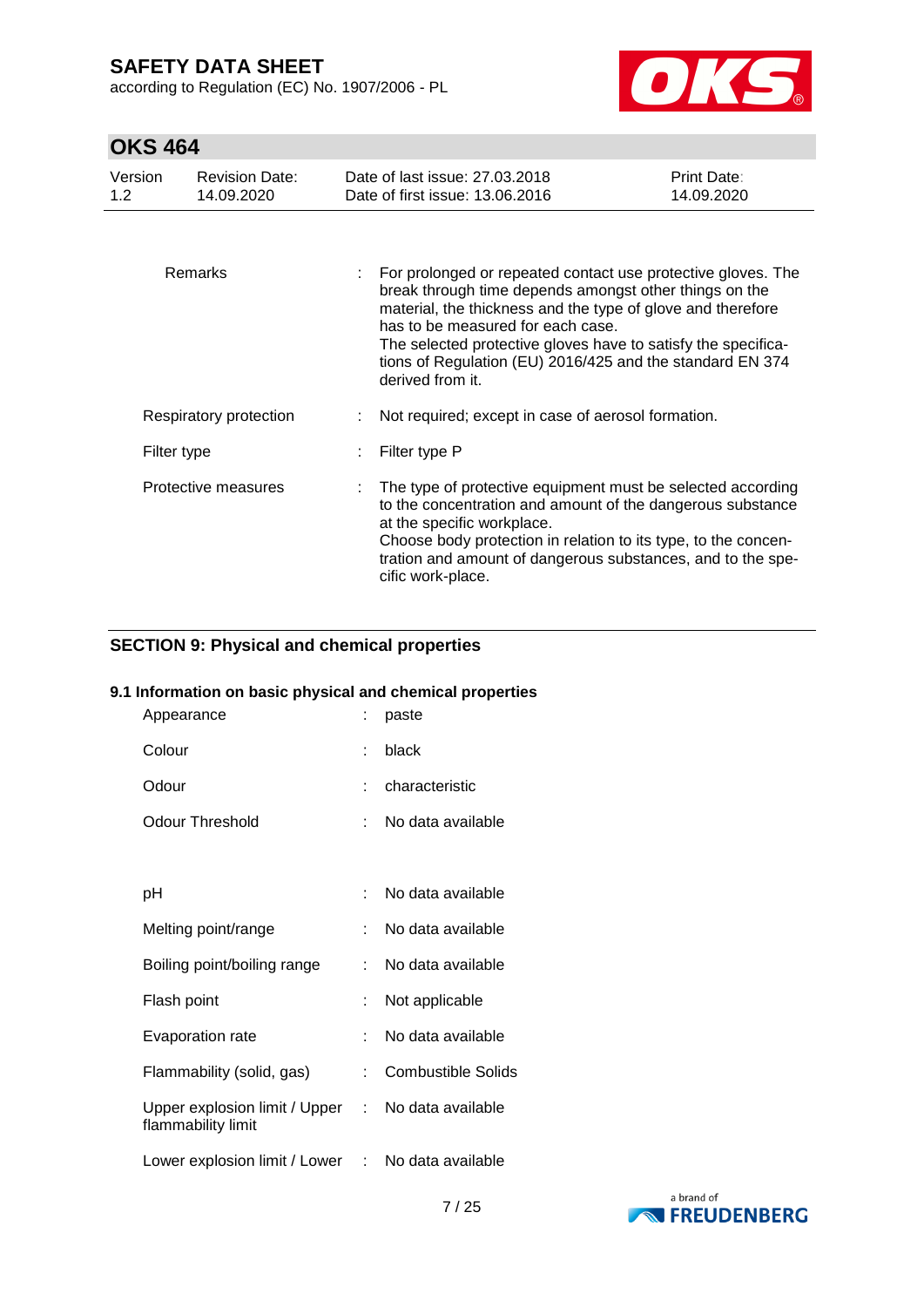| | | |
|---|---|---|
| Remarks | : | For prolonged or repeated contact use protective gloves. The break through time depends amongst other things on the material, the thickness and the type of glove and therefore has to be measured for each case. The selected protective gloves have to satisfy the specifications of Regulation (EU) 2016/425 and the standard EN 374 derived from it. |
| Respiratory protection | : | Not required; except in case of aerosol formation. |
| Filter type | : | Filter type P |
| Protective measures | : | The type of protective equipment must be selected according to the concentration and amount of the dangerous substance at the specific workplace. Choose body protection in relation to its type, to the concentration and amount of dangerous substances, and to the specific work-place. |

## SECTION 9: Physical and chemical properties

### 9.1 Information on basic physical and chemical properties

| | | |
|---|---|---|
| Appearance | : | paste |
| Colour | : | black |
| Odour | : | characteristic |
| Odour Threshold | : | No data available |
| pH | : | No data available |
| Melting point/range | : | No data available |
| Boiling point/boiling range | : | No data available |
| Flash point | : | Not applicable |
| Evaporation rate | : | No data available |
| Flammability (solid, gas) | : | Combustible Solids |
| Upper explosion limit / Upper flammability limit | : | No data available |
| Lower explosion limit / Lower | : | No data available |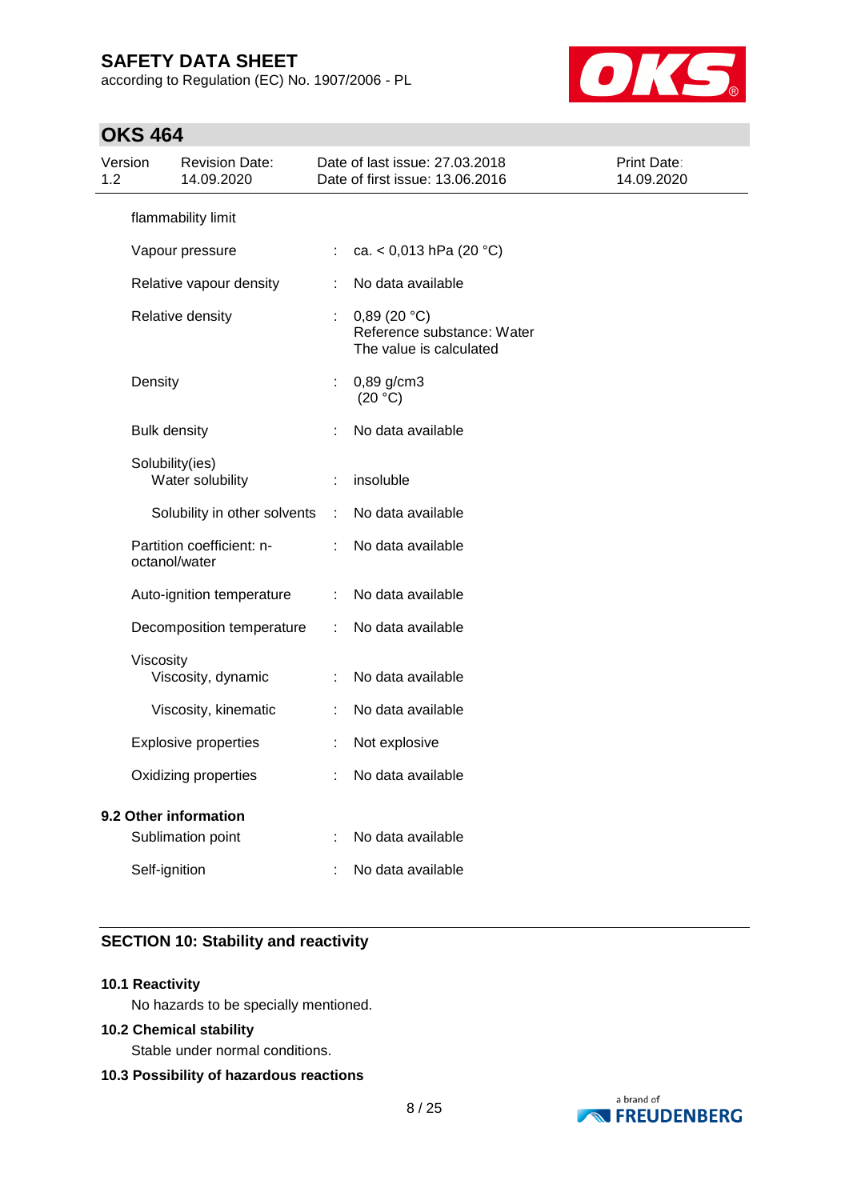| | | |
|---|---|---|
| flammability limit | | |
| Vapour pressure | : | ca. < 0,013 hPa (20 °C) |
| Relative vapour density | : | No data available |
| Relative density | : | 0,89 (20 °C)<br>Reference substance: Water<br>The value is calculated |
| Density | : | 0,89 g/cm3<br>(20 °C) |
| Bulk density | : | No data available |
| Solubility(ies)<br>Water solubility | : | insoluble |
| Solubility in other solvents | : | No data available |
| Partition coefficient: n-octanol/water | : | No data available |
| Auto-ignition temperature | : | No data available |
| Decomposition temperature | : | No data available |
| Viscosity<br>Viscosity, dynamic | : | No data available |
| Viscosity, kinematic | : | No data available |
| Explosive properties | : | Not explosive |
| Oxidizing properties | : | No data available |

**9.2 Other information**

| | | |
|---|---|---|
| Sublimation point | : | No data available |
| Self-ignition | : | No data available |

## SECTION 10: Stability and reactivity

**10.1 Reactivity**

No hazards to be specially mentioned.

**10.2 Chemical stability**

Stable under normal conditions.

**10.3 Possibility of hazardous reactions**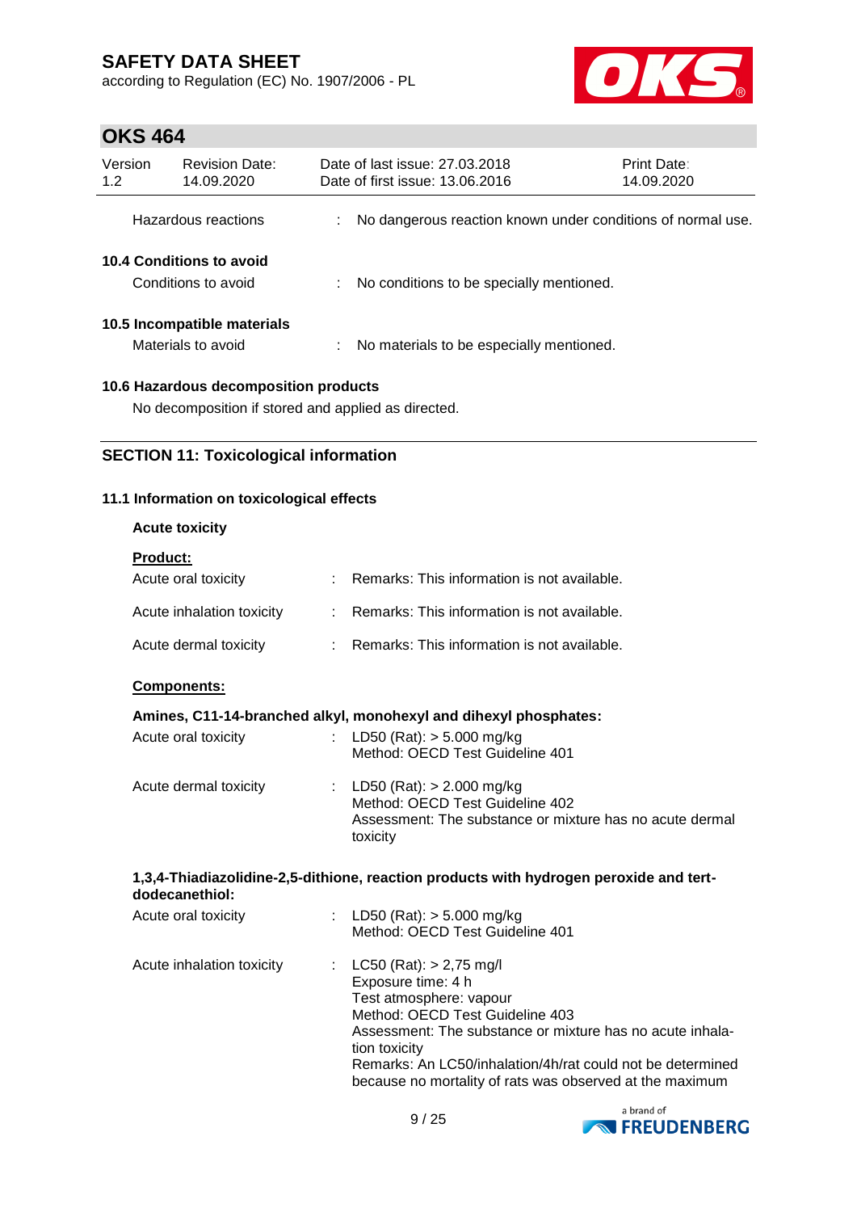| | | |
|---|---|---|
| Hazardous reactions | : | No dangerous reaction known under conditions of normal use. |

**10.4 Conditions to avoid**

| | | |
|---|---|---|
| Conditions to avoid | : | No conditions to be specially mentioned. |

**10.5 Incompatible materials**

| | | |
|---|---|---|
| Materials to avoid | : | No materials to be especially mentioned. |

**10.6 Hazardous decomposition products**

No decomposition if stored and applied as directed.

## SECTION 11: Toxicological information

### 11.1 Information on toxicological effects

**Acute toxicity**

**Product:**

| | | |
|---|---|---|
| Acute oral toxicity | : | Remarks: This information is not available. |
| Acute inhalation toxicity | : | Remarks: This information is not available. |
| Acute dermal toxicity | : | Remarks: This information is not available. |

**Components:**

**Amines, C11-14-branched alkyl, monohexyl and dihexyl phosphates:**

| | | |
|---|---|---|
| Acute oral toxicity | : | LD50 (Rat): > 5.000 mg/kg<br>Method: OECD Test Guideline 401 |
| Acute dermal toxicity | : | LD50 (Rat): > 2.000 mg/kg<br>Method: OECD Test Guideline 402<br>Assessment: The substance or mixture has no acute dermal toxicity |

**1,3,4-Thiadiazolidine-2,5-dithione, reaction products with hydrogen peroxide and tert-dodecanethiol:**

| | | |
|---|---|---|
| Acute oral toxicity | : | LD50 (Rat): > 5.000 mg/kg<br>Method: OECD Test Guideline 401 |
| Acute inhalation toxicity | : | LC50 (Rat): > 2,75 mg/l<br>Exposure time: 4 h<br>Test atmosphere: vapour<br>Method: OECD Test Guideline 403<br>Assessment: The substance or mixture has no acute inhalation toxicity<br>Remarks: An LC50/inhalation/4h/rat could not be determined because no mortality of rats was observed at the maximum |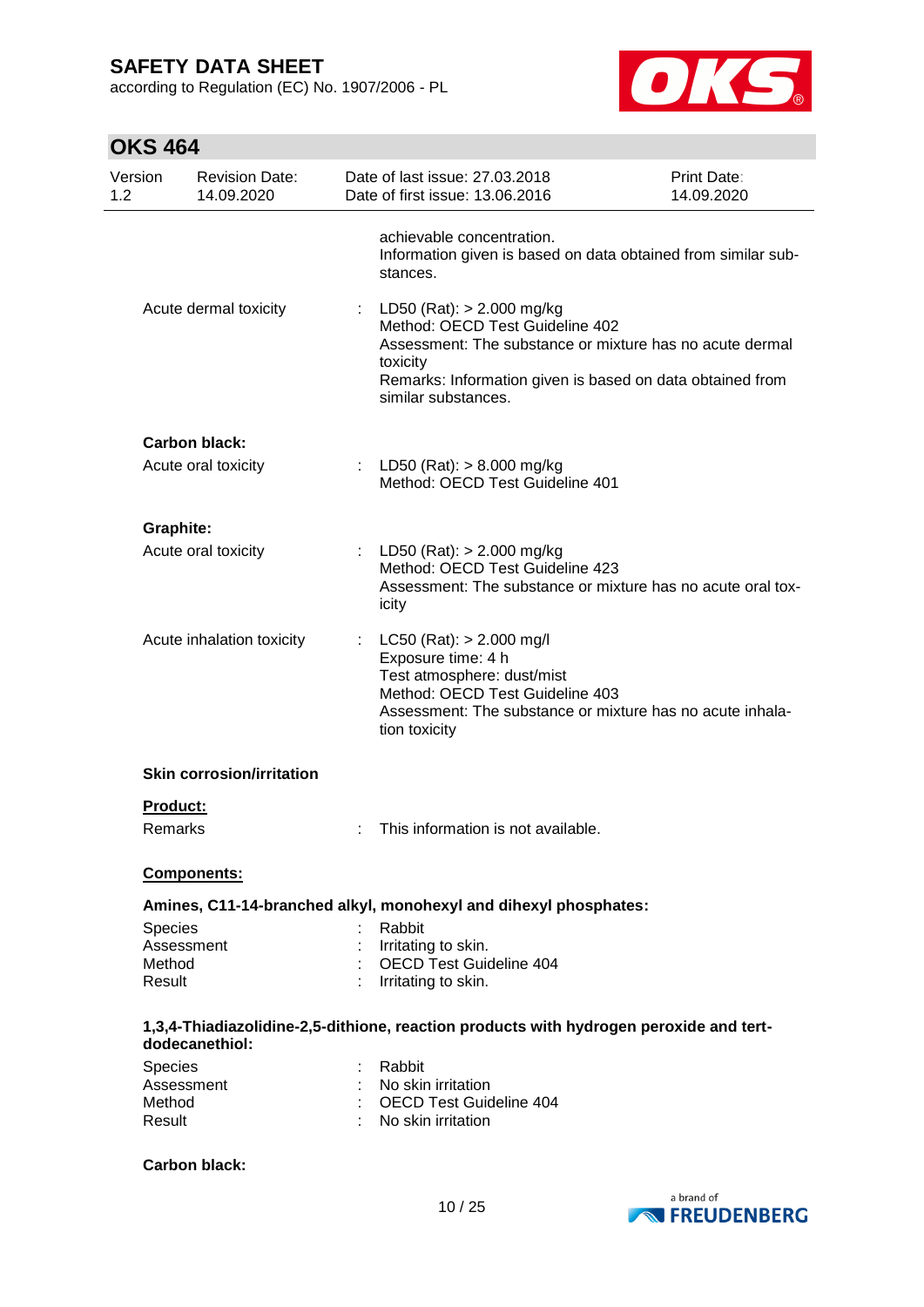achievable concentration.
Information given is based on data obtained from similar substances.

Acute dermal toxicity : LD50 (Rat): > 2.000 mg/kg
Method: OECD Test Guideline 402
Assessment: The substance or mixture has no acute dermal toxicity
Remarks: Information given is based on data obtained from similar substances.

**Carbon black:**

Acute oral toxicity : LD50 (Rat): > 8.000 mg/kg
Method: OECD Test Guideline 401

**Graphite:**

Acute oral toxicity : LD50 (Rat): > 2.000 mg/kg
Method: OECD Test Guideline 423
Assessment: The substance or mixture has no acute oral toxicity

Acute inhalation toxicity : LC50 (Rat): > 2.000 mg/l
Exposure time: 4 h
Test atmosphere: dust/mist
Method: OECD Test Guideline 403
Assessment: The substance or mixture has no acute inhalation toxicity

**Skin corrosion/irritation**

**Product:**

Remarks : This information is not available.

**Components:**

**Amines, C11-14-branched alkyl, monohexyl and dihexyl phosphates:**

Species : Rabbit
Assessment : Irritating to skin.
Method : OECD Test Guideline 404
Result : Irritating to skin.

**1,3,4-Thiadiazolidine-2,5-dithione, reaction products with hydrogen peroxide and tert-dodecanethiol:**

Species : Rabbit
Assessment : No skin irritation
Method : OECD Test Guideline 404
Result : No skin irritation

**Carbon black:**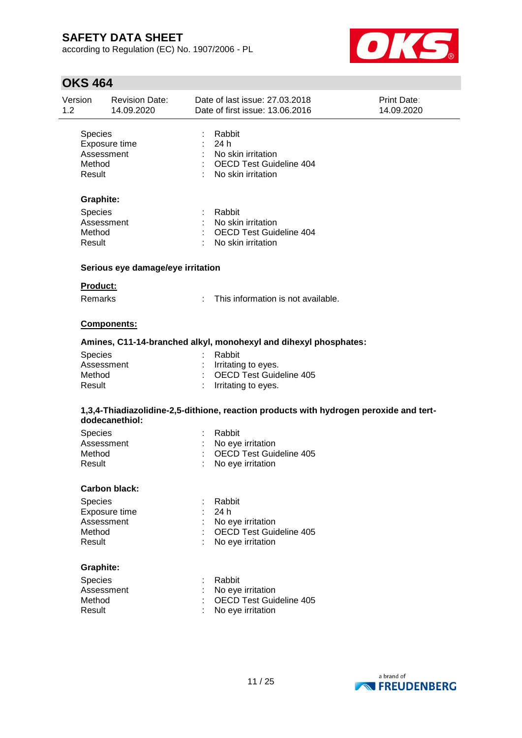| | | |
|---|---|---|
| Species | : | Rabbit |
| Exposure time | : | 24 h |
| Assessment | : | No skin irritation |
| Method | : | OECD Test Guideline 404 |
| Result | : | No skin irritation |

**Graphite:**

| | | |
|---|---|---|
| Species | : | Rabbit |
| Assessment | : | No skin irritation |
| Method | : | OECD Test Guideline 404 |
| Result | : | No skin irritation |

**Serious eye damage/eye irritation**

**Product:**

| | | |
|---|---|---|
| Remarks | : | This information is not available. |

**Components:**

**Amines, C11-14-branched alkyl, monohexyl and dihexyl phosphates:**

| | | |
|---|---|---|
| Species | : | Rabbit |
| Assessment | : | Irritating to eyes. |
| Method | : | OECD Test Guideline 405 |
| Result | : | Irritating to eyes. |

**1,3,4-Thiadiazolidine-2,5-dithione, reaction products with hydrogen peroxide and tert-dodecanethiol:**

| | | |
|---|---|---|
| Species | : | Rabbit |
| Assessment | : | No eye irritation |
| Method | : | OECD Test Guideline 405 |
| Result | : | No eye irritation |

**Carbon black:**

| | | |
|---|---|---|
| Species | : | Rabbit |
| Exposure time | : | 24 h |
| Assessment | : | No eye irritation |
| Method | : | OECD Test Guideline 405 |
| Result | : | No eye irritation |

**Graphite:**

| | | |
|---|---|---|
| Species | : | Rabbit |
| Assessment | : | No eye irritation |
| Method | : | OECD Test Guideline 405 |
| Result | : | No eye irritation |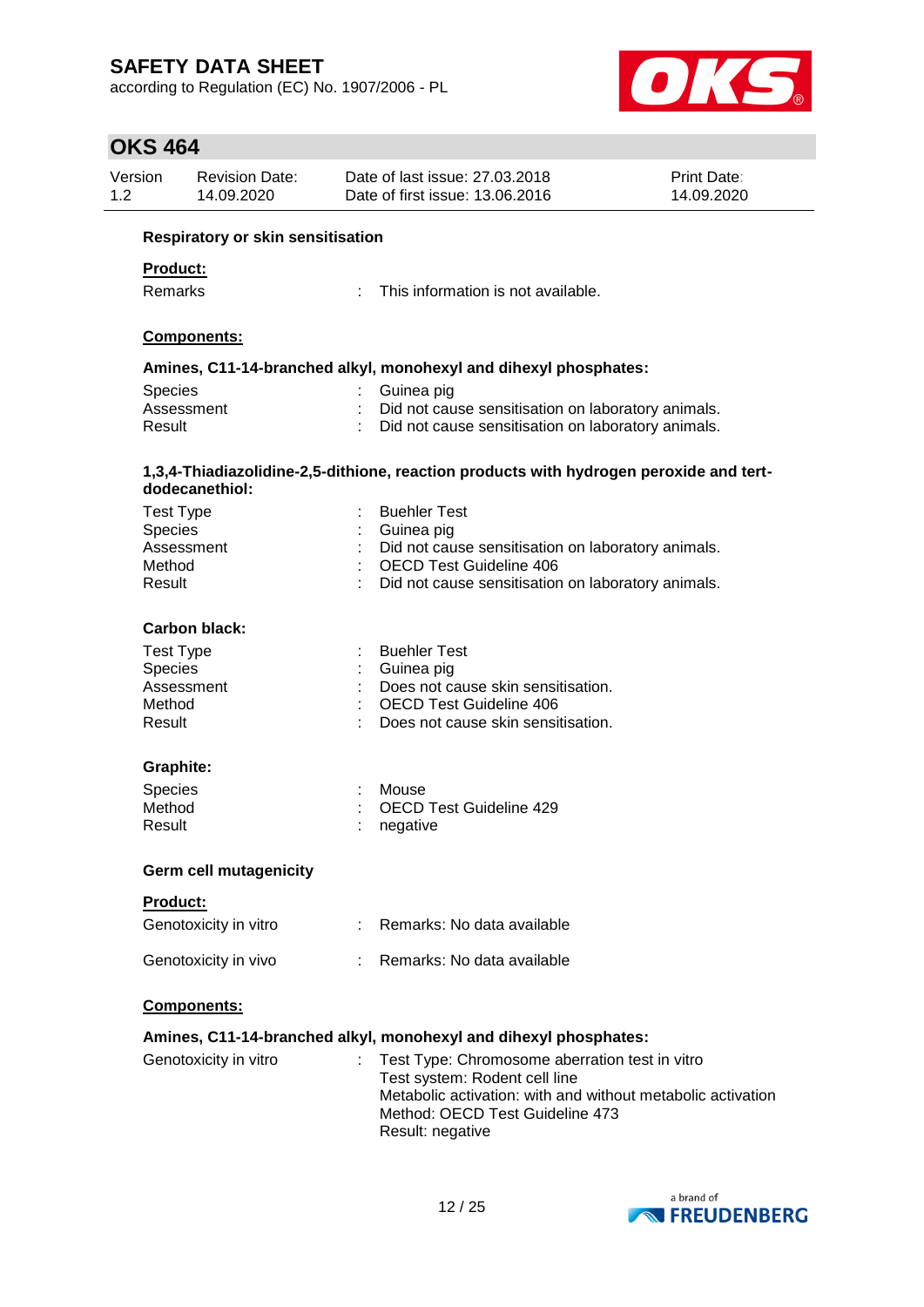### Respiratory or skin sensitisation

**Product:**

Remarks : This information is not available.

**Components:**

**Amines, C11-14-branched alkyl, monohexyl and dihexyl phosphates:**

| | | |
|---|---|---|
| Species | : | Guinea pig |
| Assessment | : | Did not cause sensitisation on laboratory animals. |
| Result | : | Did not cause sensitisation on laboratory animals. |

**1,3,4-Thiadiazolidine-2,5-dithione, reaction products with hydrogen peroxide and tert-dodecanethiol:**

| | | |
|---|---|---|
| Test Type | : | Buehler Test |
| Species | : | Guinea pig |
| Assessment | : | Did not cause sensitisation on laboratory animals. |
| Method | : | OECD Test Guideline 406 |
| Result | : | Did not cause sensitisation on laboratory animals. |

**Carbon black:**

| | | |
|---|---|---|
| Test Type | : | Buehler Test |
| Species | : | Guinea pig |
| Assessment | : | Does not cause skin sensitisation. |
| Method | : | OECD Test Guideline 406 |
| Result | : | Does not cause skin sensitisation. |

**Graphite:**

| | | |
|---|---|---|
| Species | : | Mouse |
| Method | : | OECD Test Guideline 429 |
| Result | : | negative |

### Germ cell mutagenicity

**Product:**

Genotoxicity in vitro : Remarks: No data available

Genotoxicity in vivo : Remarks: No data available

**Components:**

**Amines, C11-14-branched alkyl, monohexyl and dihexyl phosphates:**

Genotoxicity in vitro : Test Type: Chromosome aberration test in vitro
Test system: Rodent cell line
Metabolic activation: with and without metabolic activation
Method: OECD Test Guideline 473
Result: negative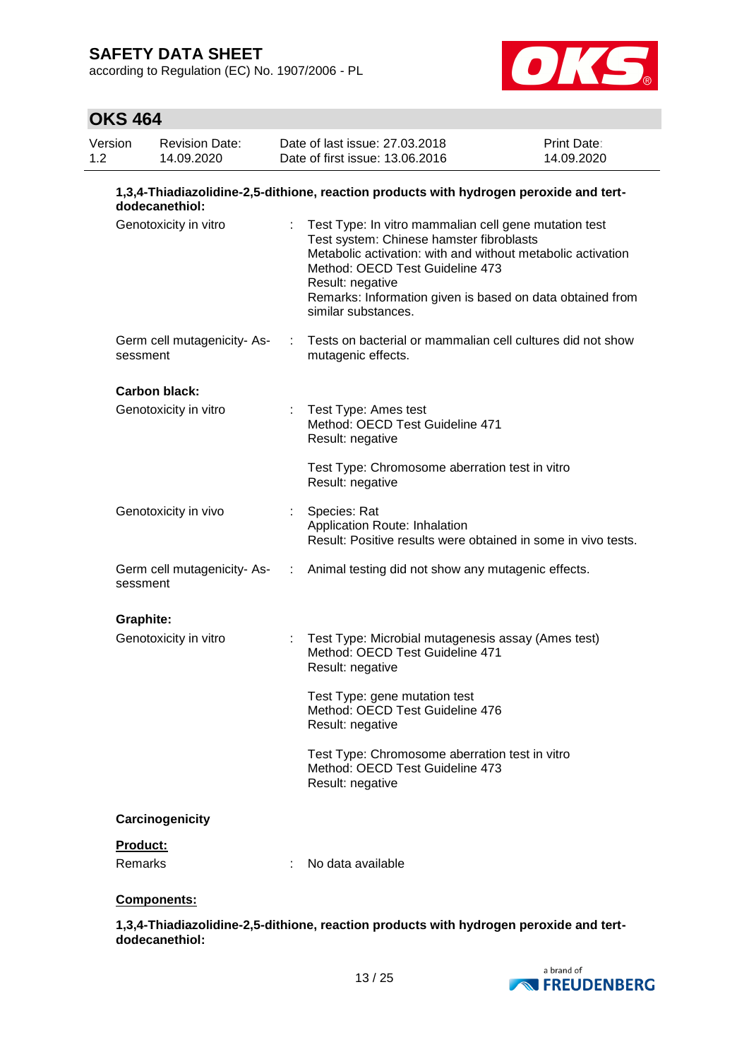**1,3,4-Thiadiazolidine-2,5-dithione, reaction products with hydrogen peroxide and tert-dodecanethiol:**

| | |
|---|---|
| Genotoxicity in vitro | : Test Type: In vitro mammalian cell gene mutation test<br>Test system: Chinese hamster fibroblasts<br>Metabolic activation: with and without metabolic activation<br>Method: OECD Test Guideline 473<br>Result: negative<br>Remarks: Information given is based on data obtained from similar substances. |
| Germ cell mutagenicity- Assessment | : Tests on bacterial or mammalian cell cultures did not show mutagenic effects. |

**Carbon black:**

| | |
|---|---|
| Genotoxicity in vitro | : Test Type: Ames test<br>Method: OECD Test Guideline 471<br>Result: negative<br><br>Test Type: Chromosome aberration test in vitro<br>Result: negative |
| Genotoxicity in vivo | : Species: Rat<br>Application Route: Inhalation<br>Result: Positive results were obtained in some in vivo tests. |
| Germ cell mutagenicity- Assessment | : Animal testing did not show any mutagenic effects. |

**Graphite:**

| | |
|---|---|
| Genotoxicity in vitro | : Test Type: Microbial mutagenesis assay (Ames test)<br>Method: OECD Test Guideline 471<br>Result: negative<br><br>Test Type: gene mutation test<br>Method: OECD Test Guideline 476<br>Result: negative<br><br>Test Type: Chromosome aberration test in vitro<br>Method: OECD Test Guideline 473<br>Result: negative |

**Carcinogenicity**

**Product:**

| | |
|---|---|
| Remarks | : No data available |

**Components:**

**1,3,4-Thiadiazolidine-2,5-dithione, reaction products with hydrogen peroxide and tert-dodecanethiol:**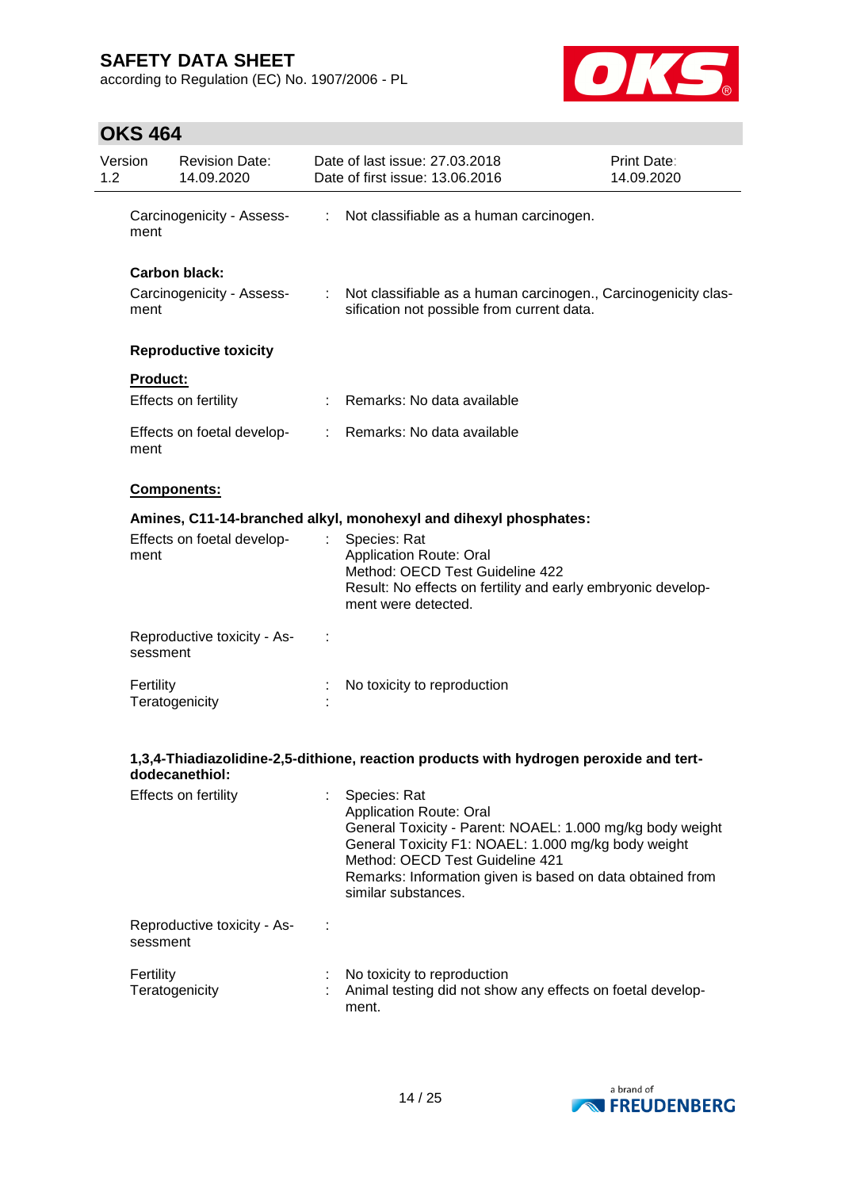Carcinogenicity - Assessment : Not classifiable as a human carcinogen.

**Carbon black:**

Carcinogenicity - Assessment : Not classifiable as a human carcinogen., Carcinogenicity classification not possible from current data.

**Reproductive toxicity**

**Product:**

Effects on fertility : Remarks: No data available

Effects on foetal development : Remarks: No data available

**Components:**

**Amines, C11-14-branched alkyl, monohexyl and dihexyl phosphates:**

Effects on foetal development : Species: Rat
Application Route: Oral
Method: OECD Test Guideline 422
Result: No effects on fertility and early embryonic development were detected.

Reproductive toxicity - Assessment :

Fertility : No toxicity to reproduction
Teratogenicity :

**1,3,4-Thiadiazolidine-2,5-dithione, reaction products with hydrogen peroxide and tert-dodecanethiol:**

Effects on fertility : Species: Rat
Application Route: Oral
General Toxicity - Parent: NOAEL: 1.000 mg/kg body weight
General Toxicity F1: NOAEL: 1.000 mg/kg body weight
Method: OECD Test Guideline 421
Remarks: Information given is based on data obtained from similar substances.

Reproductive toxicity - Assessment :

Fertility : No toxicity to reproduction
Teratogenicity : Animal testing did not show any effects on foetal development.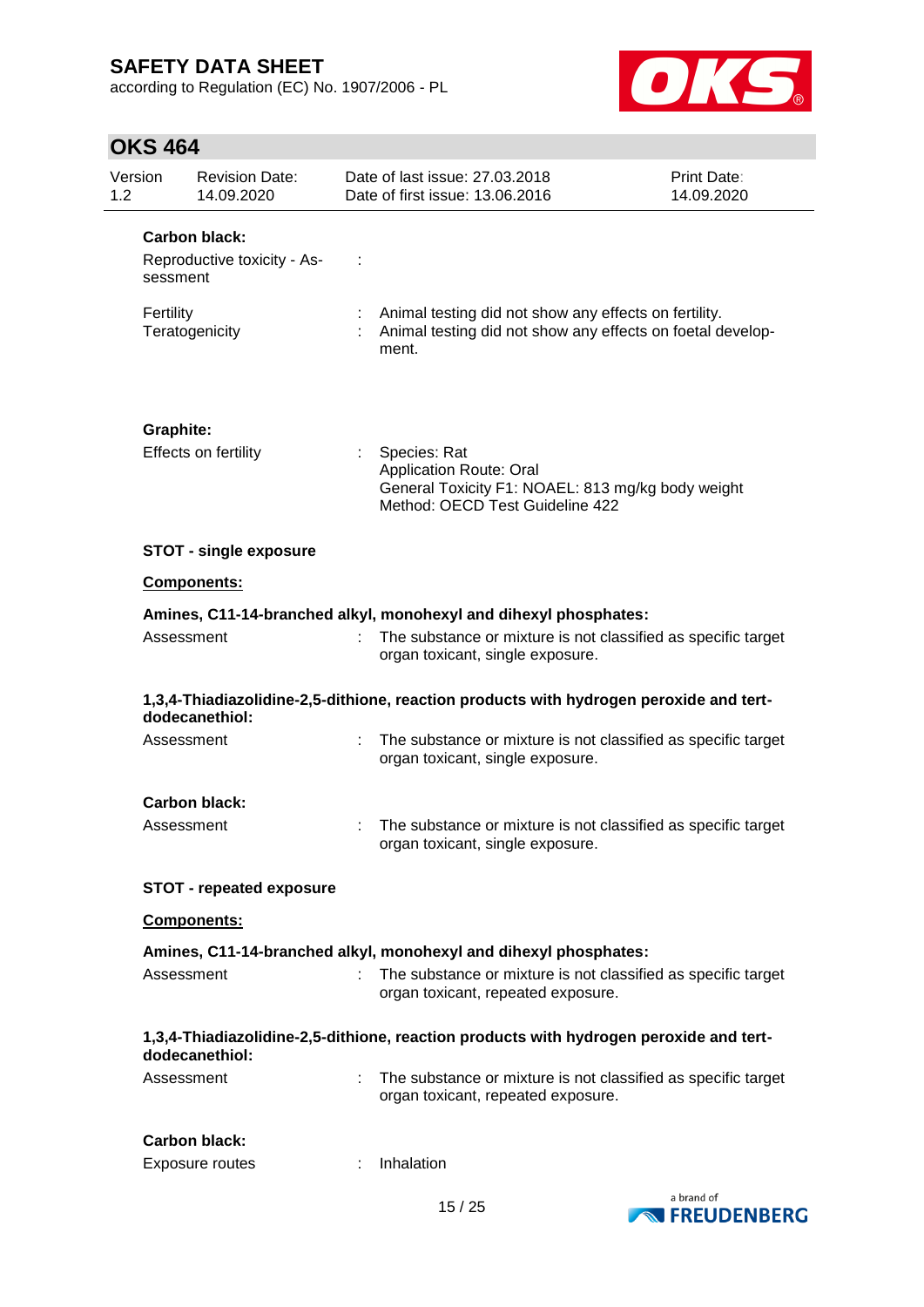**Carbon black:**

Reproductive toxicity - Assessment :

Fertility : Animal testing did not show any effects on fertility.

Teratogenicity : Animal testing did not show any effects on foetal development.

**Graphite:**

Effects on fertility : Species: Rat
Application Route: Oral
General Toxicity F1: NOAEL: 813 mg/kg body weight
Method: OECD Test Guideline 422

**STOT - single exposure**

**Components:**

**Amines, C11-14-branched alkyl, monohexyl and dihexyl phosphates:**

Assessment : The substance or mixture is not classified as specific target organ toxicant, single exposure.

**1,3,4-Thiadiazolidine-2,5-dithione, reaction products with hydrogen peroxide and tert-dodecanethiol:**

Assessment : The substance or mixture is not classified as specific target organ toxicant, single exposure.

**Carbon black:**

Assessment : The substance or mixture is not classified as specific target organ toxicant, single exposure.

**STOT - repeated exposure**

**Components:**

**Amines, C11-14-branched alkyl, monohexyl and dihexyl phosphates:**

Assessment : The substance or mixture is not classified as specific target organ toxicant, repeated exposure.

**1,3,4-Thiadiazolidine-2,5-dithione, reaction products with hydrogen peroxide and tert-dodecanethiol:**

Assessment : The substance or mixture is not classified as specific target organ toxicant, repeated exposure.

**Carbon black:**

Exposure routes : Inhalation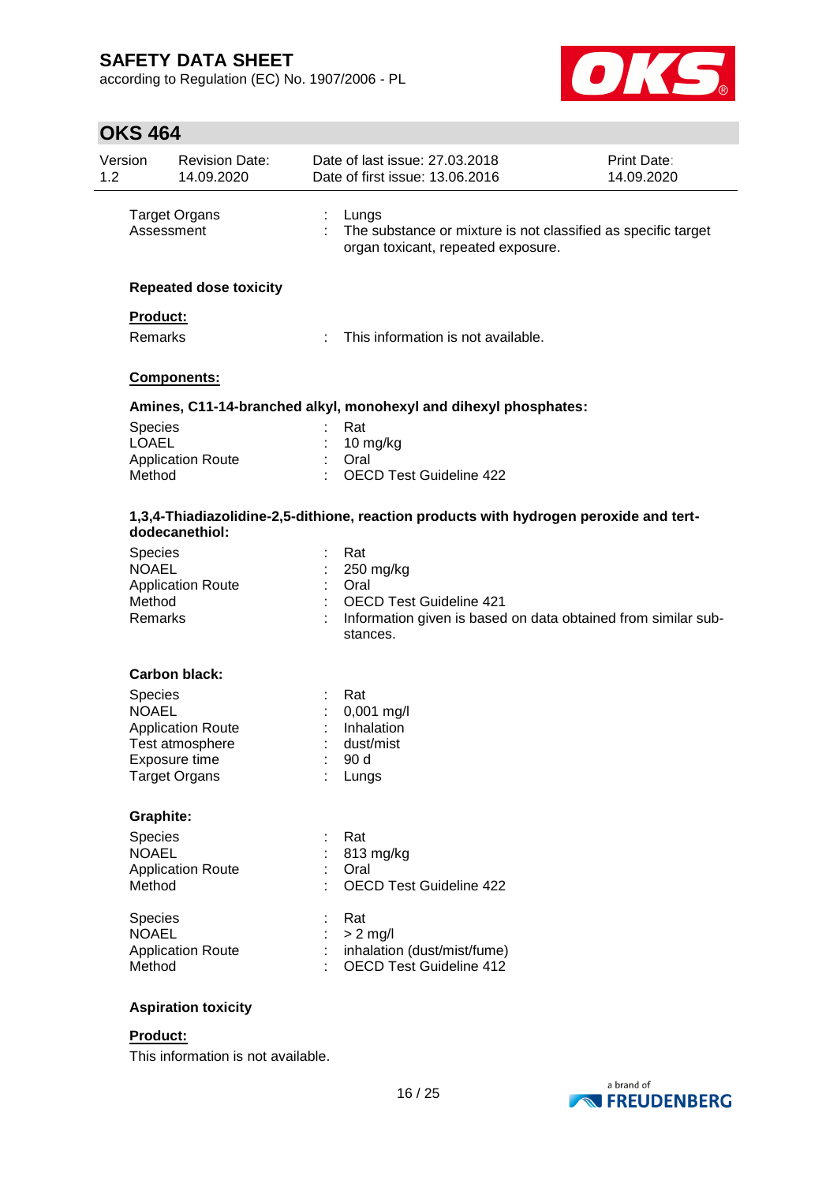| | | |
|---|---|---|
| Target Organs | : | Lungs |
| Assessment | : | The substance or mixture is not classified as specific target organ toxicant, repeated exposure. |

**Repeated dose toxicity**

**Product:**

| | | |
|---|---|---|
| Remarks | : | This information is not available. |

**Components:**

**Amines, C11-14-branched alkyl, monohexyl and dihexyl phosphates:**

| | | |
|---|---|---|
| Species | : | Rat |
| LOAEL | : | 10 mg/kg |
| Application Route | : | Oral |
| Method | : | OECD Test Guideline 422 |

**1,3,4-Thiadiazolidine-2,5-dithione, reaction products with hydrogen peroxide and tert-dodecanethiol:**

| | | |
|---|---|---|
| Species | : | Rat |
| NOAEL | : | 250 mg/kg |
| Application Route | : | Oral |
| Method | : | OECD Test Guideline 421 |
| Remarks | : | Information given is based on data obtained from similar substances. |

**Carbon black:**

| | | |
|---|---|---|
| Species | : | Rat |
| NOAEL | : | 0,001 mg/l |
| Application Route | : | Inhalation |
| Test atmosphere | : | dust/mist |
| Exposure time | : | 90 d |
| Target Organs | : | Lungs |

**Graphite:**

| | | |
|---|---|---|
| Species | : | Rat |
| NOAEL | : | 813 mg/kg |
| Application Route | : | Oral |
| Method | : | OECD Test Guideline 422 |

| | | |
|---|---|---|
| Species | : | Rat |
| NOAEL | : | > 2 mg/l |
| Application Route | : | inhalation (dust/mist/fume) |
| Method | : | OECD Test Guideline 412 |

**Aspiration toxicity**

**Product:**

This information is not available.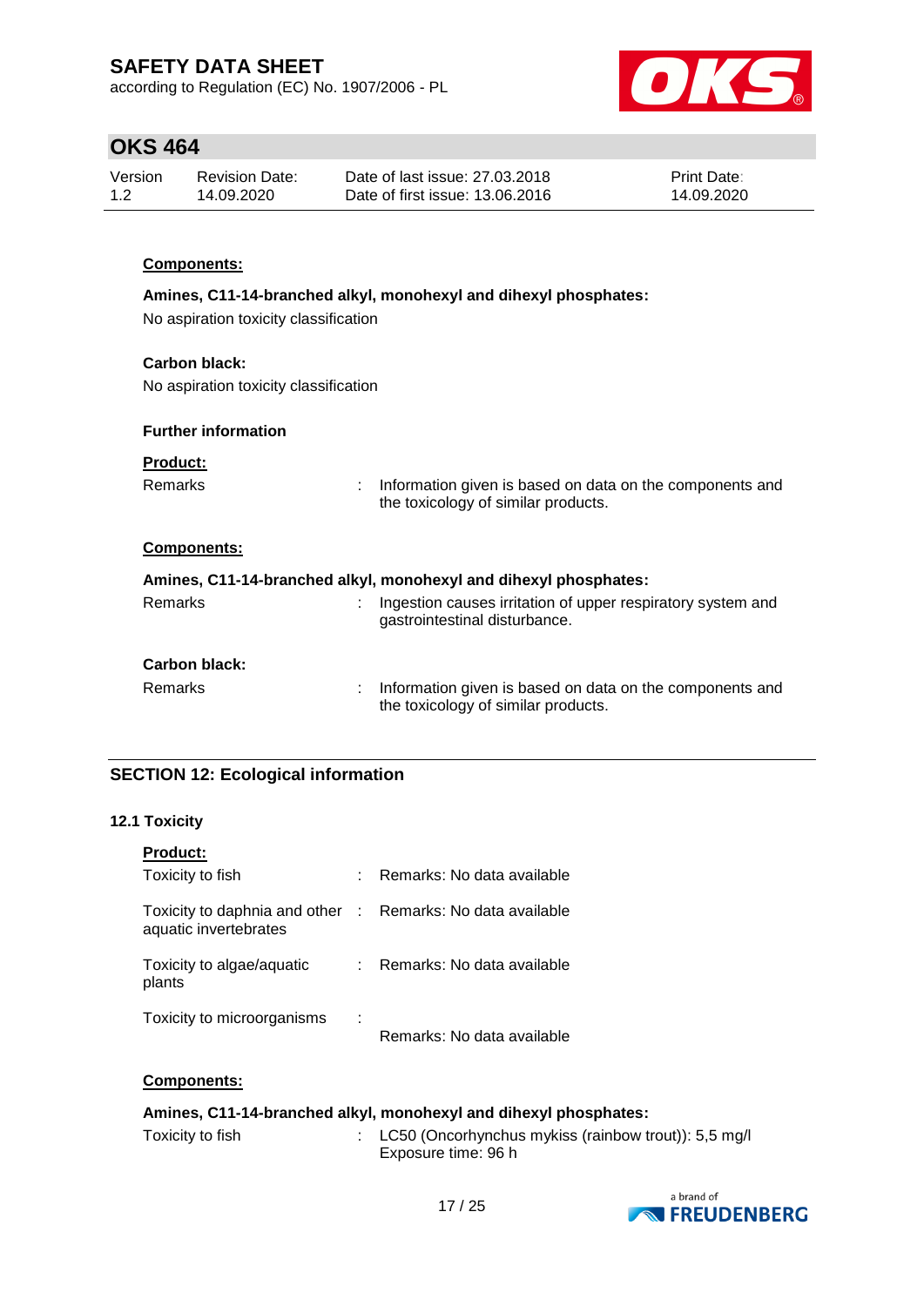**Components:**

**Amines, C11-14-branched alkyl, monohexyl and dihexyl phosphates:**

No aspiration toxicity classification

**Carbon black:**

No aspiration toxicity classification

**Further information**

**Product:**

Remarks : Information given is based on data on the components and the toxicology of similar products.

**Components:**

**Amines, C11-14-branched alkyl, monohexyl and dihexyl phosphates:**

Remarks : Ingestion causes irritation of upper respiratory system and gastrointestinal disturbance.

**Carbon black:**

Remarks : Information given is based on data on the components and the toxicology of similar products.

## SECTION 12: Ecological information

### 12.1 Toxicity

**Product:**

Toxicity to fish : Remarks: No data available

Toxicity to daphnia and other aquatic invertebrates : Remarks: No data available

Toxicity to algae/aquatic plants : Remarks: No data available

Toxicity to microorganisms : Remarks: No data available

**Components:**

**Amines, C11-14-branched alkyl, monohexyl and dihexyl phosphates:**

Toxicity to fish : LC50 (Oncorhynchus mykiss (rainbow trout)): 5,5 mg/l
Exposure time: 96 h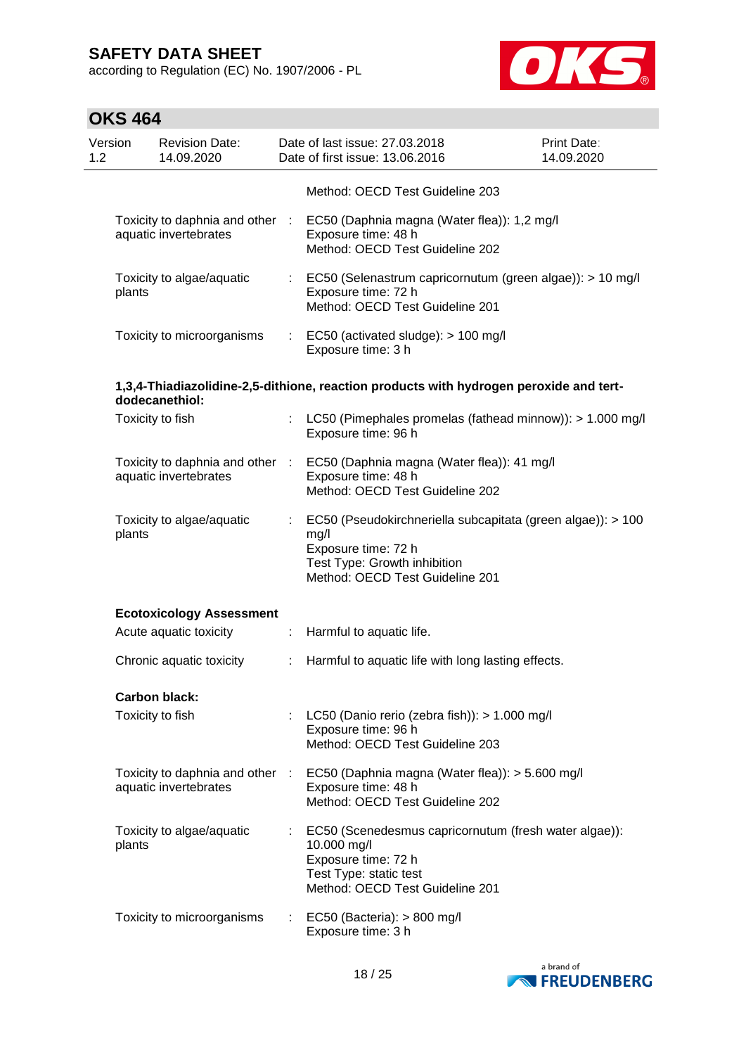Method: OECD Test Guideline 203

Toxicity to daphnia and other aquatic invertebrates : EC50 (Daphnia magna (Water flea)): 1,2 mg/l
Exposure time: 48 h
Method: OECD Test Guideline 202

Toxicity to algae/aquatic plants : EC50 (Selenastrum capricornutum (green algae)): > 10 mg/l
Exposure time: 72 h
Method: OECD Test Guideline 201

Toxicity to microorganisms : EC50 (activated sludge): > 100 mg/l
Exposure time: 3 h

**1,3,4-Thiadiazolidine-2,5-dithione, reaction products with hydrogen peroxide and tert-dodecanethiol:**

Toxicity to fish : LC50 (Pimephales promelas (fathead minnow)): > 1.000 mg/l
Exposure time: 96 h

Toxicity to daphnia and other aquatic invertebrates : EC50 (Daphnia magna (Water flea)): 41 mg/l
Exposure time: 48 h
Method: OECD Test Guideline 202

Toxicity to algae/aquatic plants : EC50 (Pseudokirchneriella subcapitata (green algae)): > 100 mg/l
Exposure time: 72 h
Test Type: Growth inhibition
Method: OECD Test Guideline 201

**Ecotoxicology Assessment**

Acute aquatic toxicity : Harmful to aquatic life.

Chronic aquatic toxicity : Harmful to aquatic life with long lasting effects.

**Carbon black:**

Toxicity to fish : LC50 (Danio rerio (zebra fish)): > 1.000 mg/l
Exposure time: 96 h
Method: OECD Test Guideline 203

Toxicity to daphnia and other aquatic invertebrates : EC50 (Daphnia magna (Water flea)): > 5.600 mg/l
Exposure time: 48 h
Method: OECD Test Guideline 202

Toxicity to algae/aquatic plants : EC50 (Scenedesmus capricornutum (fresh water algae)): 10.000 mg/l
Exposure time: 72 h
Test Type: static test
Method: OECD Test Guideline 201

Toxicity to microorganisms : EC50 (Bacteria): > 800 mg/l
Exposure time: 3 h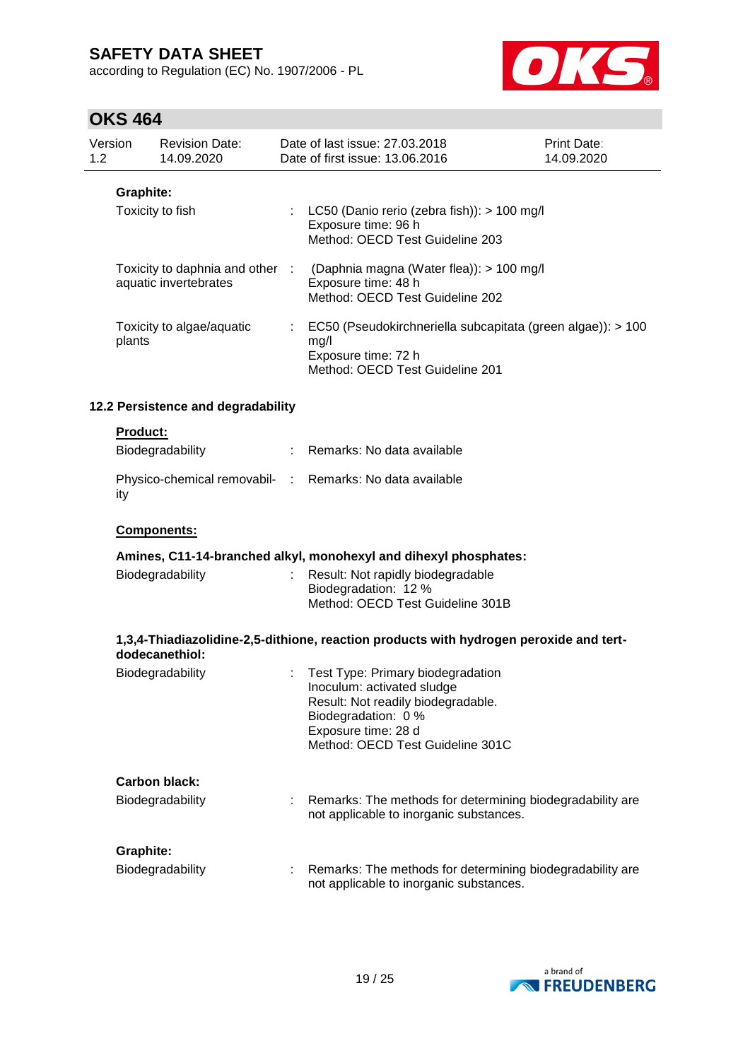**Graphite:**

Toxicity to fish : LC50 (Danio rerio (zebra fish)): > 100 mg/l
Exposure time: 96 h
Method: OECD Test Guideline 203

Toxicity to daphnia and other aquatic invertebrates : (Daphnia magna (Water flea)): > 100 mg/l
Exposure time: 48 h
Method: OECD Test Guideline 202

Toxicity to algae/aquatic plants : EC50 (Pseudokirchneriella subcapitata (green algae)): > 100 mg/l
Exposure time: 72 h
Method: OECD Test Guideline 201

### 12.2 Persistence and degradability

**Product:**

Biodegradability : Remarks: No data available

Physico-chemical removability : Remarks: No data available

**Components:**

**Amines, C11-14-branched alkyl, monohexyl and dihexyl phosphates:**

Biodegradability : Result: Not rapidly biodegradable
Biodegradation: 12 %
Method: OECD Test Guideline 301B

**1,3,4-Thiadiazolidine-2,5-dithione, reaction products with hydrogen peroxide and tert-dodecanethiol:**

Biodegradability : Test Type: Primary biodegradation
Inoculum: activated sludge
Result: Not readily biodegradable.
Biodegradation: 0 %
Exposure time: 28 d
Method: OECD Test Guideline 301C

**Carbon black:**

Biodegradability : Remarks: The methods for determining biodegradability are not applicable to inorganic substances.

**Graphite:**

Biodegradability : Remarks: The methods for determining biodegradability are not applicable to inorganic substances.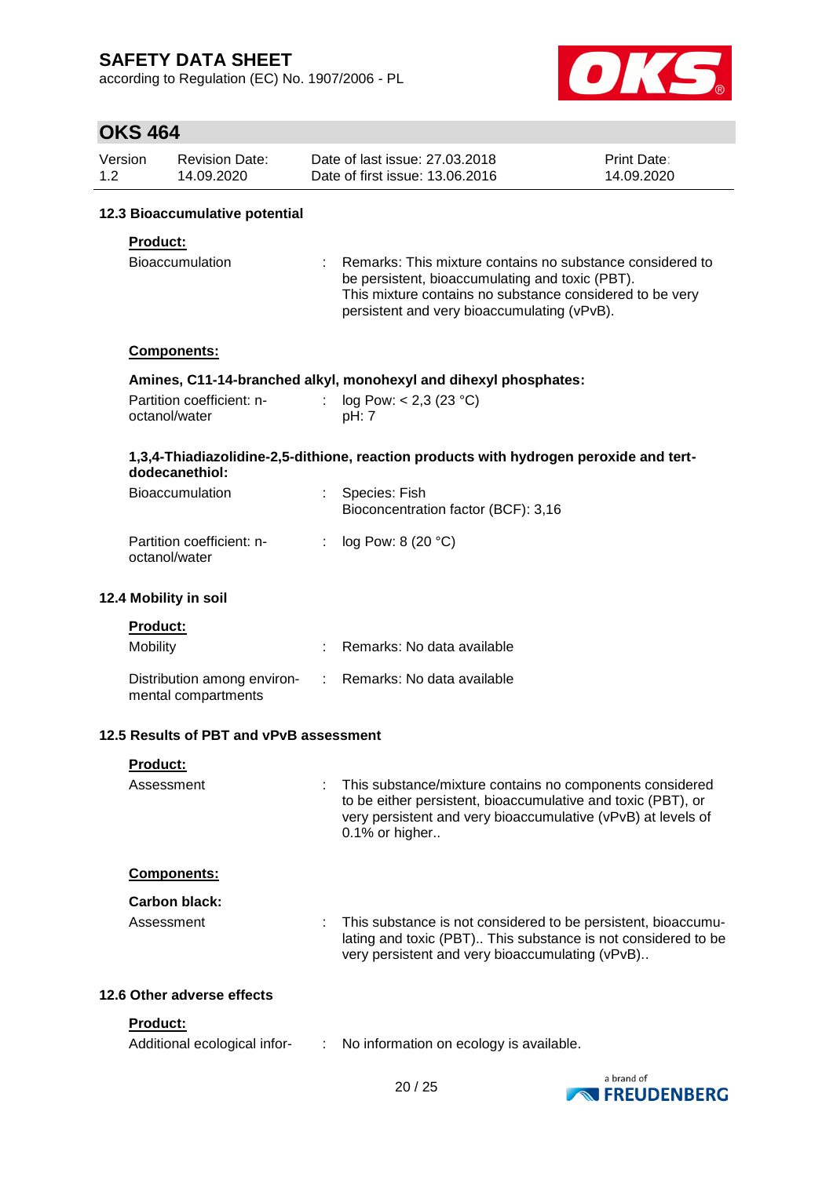### 12.3 Bioaccumulative potential

**Product:**

| | | |
|---|---|---|
| Bioaccumulation | : | Remarks: This mixture contains no substance considered to be persistent, bioaccumulating and toxic (PBT). This mixture contains no substance considered to be very persistent and very bioaccumulating (vPvB). |

**Components:**

**Amines, C11-14-branched alkyl, monohexyl and dihexyl phosphates:**

| | | |
|---|---|---|
| Partition coefficient: n-octanol/water | : | log Pow: < 2,3 (23 °C)<br>pH: 7 |

**1,3,4-Thiadiazolidine-2,5-dithione, reaction products with hydrogen peroxide and tert-dodecanethiol:**

| | | |
|---|---|---|
| Bioaccumulation | : | Species: Fish<br>Bioconcentration factor (BCF): 3,16 |
| Partition coefficient: n-octanol/water | : | log Pow: 8 (20 °C) |

### 12.4 Mobility in soil

**Product:**

| | | |
|---|---|---|
| Mobility | : | Remarks: No data available |
| Distribution among environmental compartments | : | Remarks: No data available |

### 12.5 Results of PBT and vPvB assessment

**Product:**

| | | |
|---|---|---|
| Assessment | : | This substance/mixture contains no components considered to be either persistent, bioaccumulative and toxic (PBT), or very persistent and very bioaccumulative (vPvB) at levels of 0.1% or higher.. |

**Components:**

**Carbon black:**

| | | |
|---|---|---|
| Assessment | : | This substance is not considered to be persistent, bioaccumulating and toxic (PBT).. This substance is not considered to be very persistent and very bioaccumulating (vPvB).. |

### 12.6 Other adverse effects

**Product:**

| | | |
|---|---|---|
| Additional ecological infor- | : | No information on ecology is available. |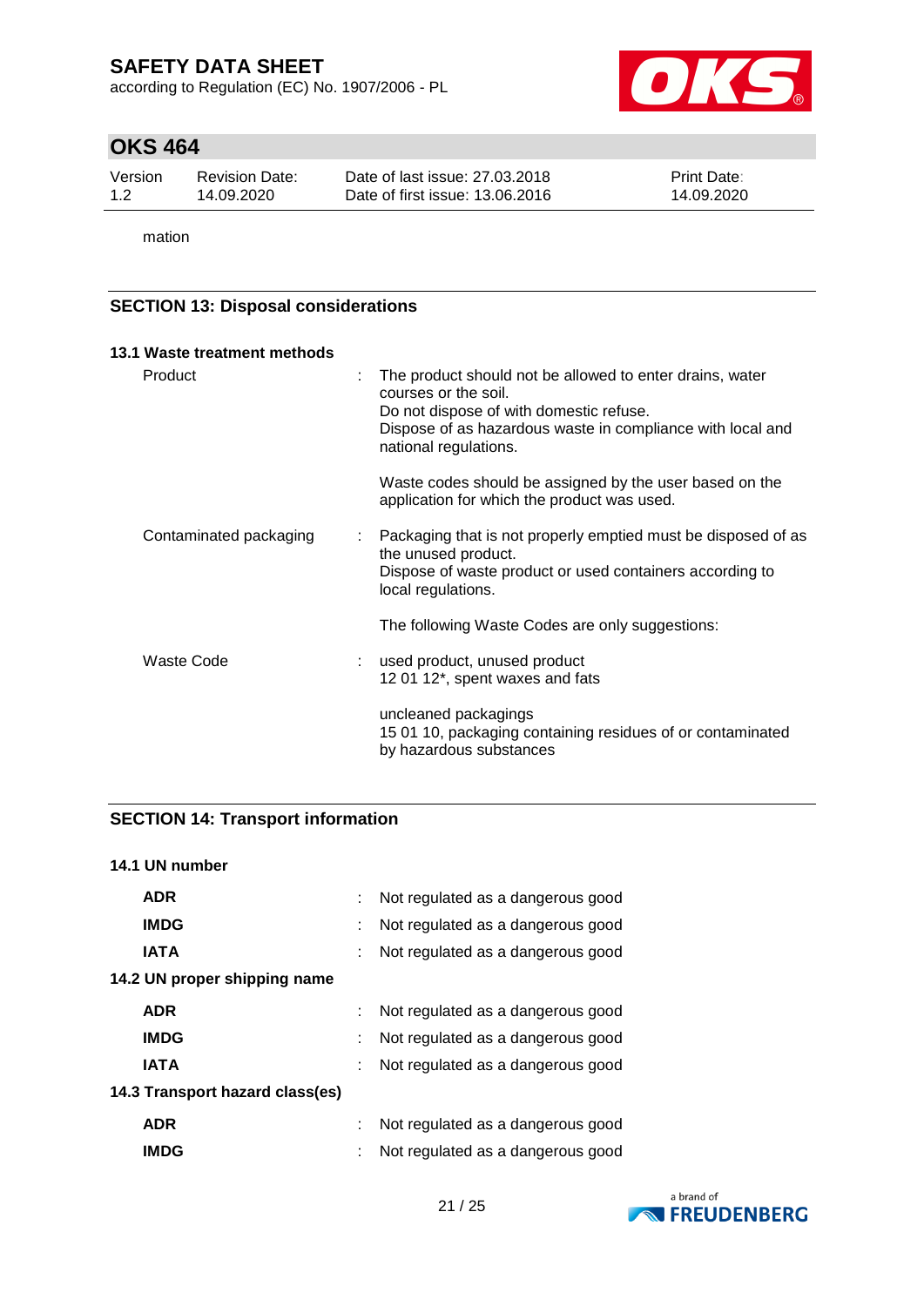mation

## SECTION 13: Disposal considerations

### 13.1 Waste treatment methods

| | | |
|---|---|---|
| Product | : | The product should not be allowed to enter drains, water courses or the soil.<br>Do not dispose of with domestic refuse.<br>Dispose of as hazardous waste in compliance with local and national regulations.<br><br>Waste codes should be assigned by the user based on the application for which the product was used. |
| Contaminated packaging | : | Packaging that is not properly emptied must be disposed of as the unused product.<br>Dispose of waste product or used containers according to local regulations.<br><br>The following Waste Codes are only suggestions: |
| Waste Code | : | used product, unused product<br>12 01 12*, spent waxes and fats<br><br>uncleaned packagings<br>15 01 10, packaging containing residues of or contaminated by hazardous substances |

## SECTION 14: Transport information

### 14.1 UN number

| | | |
|---|---|---|
| **ADR** | : | Not regulated as a dangerous good |
| **IMDG** | : | Not regulated as a dangerous good |
| **IATA** | : | Not regulated as a dangerous good |

### 14.2 UN proper shipping name

| | | |
|---|---|---|
| **ADR** | : | Not regulated as a dangerous good |
| **IMDG** | : | Not regulated as a dangerous good |
| **IATA** | : | Not regulated as a dangerous good |

### 14.3 Transport hazard class(es)

| | | |
|---|---|---|
| **ADR** | : | Not regulated as a dangerous good |
| **IMDG** | : | Not regulated as a dangerous good |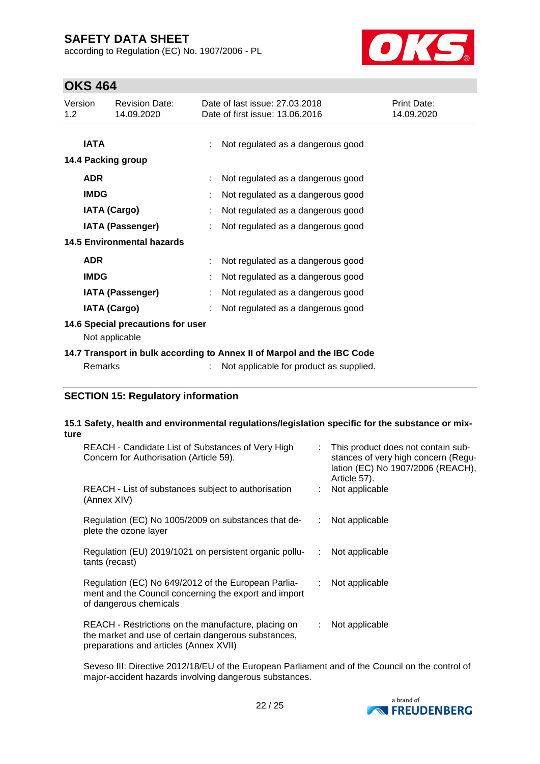| | | |
|---|---|---|
| **IATA** | : | Not regulated as a dangerous good |

**14.4 Packing group**

| | | |
|---|---|---|
| **ADR** | : | Not regulated as a dangerous good |
| **IMDG** | : | Not regulated as a dangerous good |
| **IATA (Cargo)** | : | Not regulated as a dangerous good |
| **IATA (Passenger)** | : | Not regulated as a dangerous good |

**14.5 Environmental hazards**

| | | |
|---|---|---|
| **ADR** | : | Not regulated as a dangerous good |
| **IMDG** | : | Not regulated as a dangerous good |
| **IATA (Passenger)** | : | Not regulated as a dangerous good |
| **IATA (Cargo)** | : | Not regulated as a dangerous good |

**14.6 Special precautions for user**

Not applicable

**14.7 Transport in bulk according to Annex II of Marpol and the IBC Code**

| | | |
|---|---|---|
| Remarks | : | Not applicable for product as supplied. |

## SECTION 15: Regulatory information

**15.1 Safety, health and environmental regulations/legislation specific for the substance or mixture**

| | | |
|---|---|---|
| REACH - Candidate List of Substances of Very High Concern for Authorisation (Article 59). | : | This product does not contain substances of very high concern (Regulation (EC) No 1907/2006 (REACH), Article 57). |
| REACH - List of substances subject to authorisation (Annex XIV) | : | Not applicable |
| Regulation (EC) No 1005/2009 on substances that deplete the ozone layer | : | Not applicable |
| Regulation (EU) 2019/1021 on persistent organic pollutants (recast) | : | Not applicable |
| Regulation (EC) No 649/2012 of the European Parliament and the Council concerning the export and import of dangerous chemicals | : | Not applicable |
| REACH - Restrictions on the manufacture, placing on the market and use of certain dangerous substances, preparations and articles (Annex XVII) | : | Not applicable |

Seveso III: Directive 2012/18/EU of the European Parliament and of the Council on the control of major-accident hazards involving dangerous substances.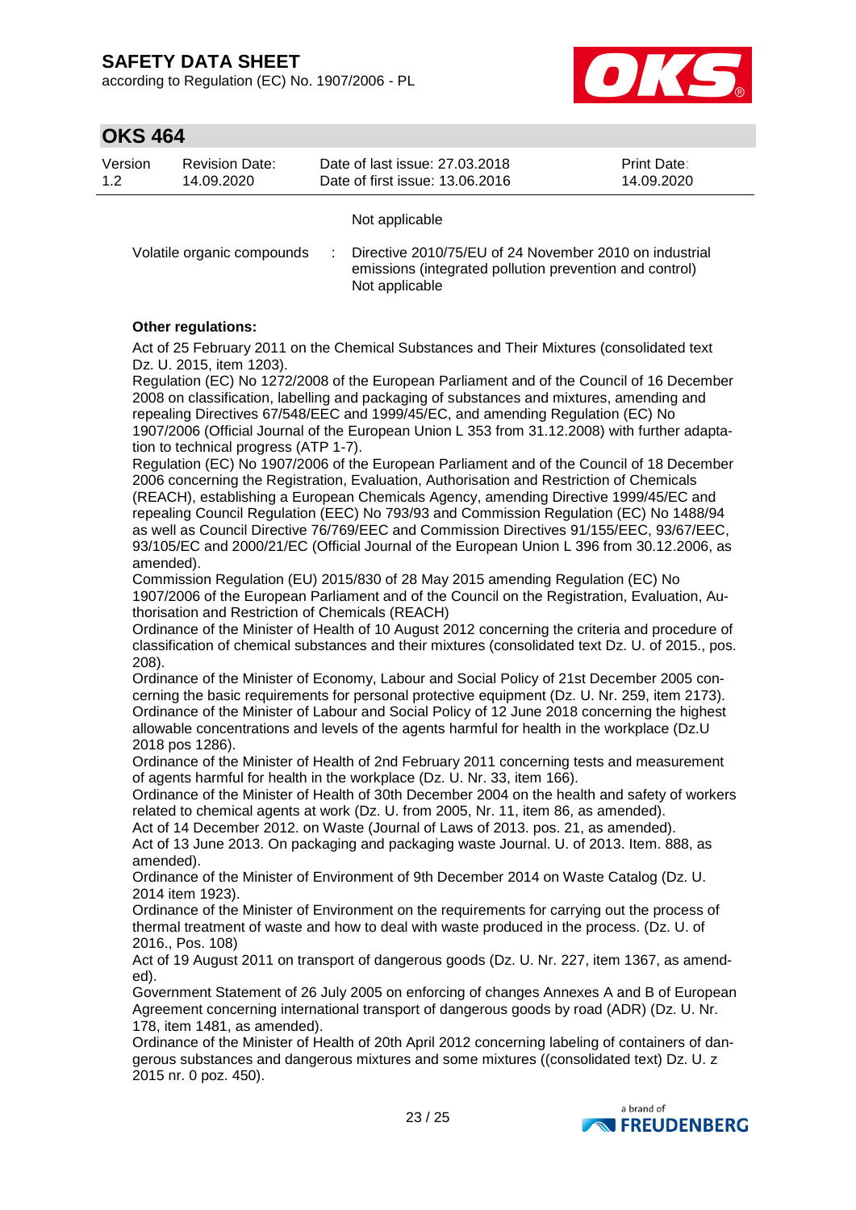Not applicable

| | | |
|---|---|---|
| Volatile organic compounds | : | Directive 2010/75/EU of 24 November 2010 on industrial emissions (integrated pollution prevention and control)<br>Not applicable |

**Other regulations:**

Act of 25 February 2011 on the Chemical Substances and Their Mixtures (consolidated text Dz. U. 2015, item 1203).
Regulation (EC) No 1272/2008 of the European Parliament and of the Council of 16 December 2008 on classification, labelling and packaging of substances and mixtures, amending and repealing Directives 67/548/EEC and 1999/45/EC, and amending Regulation (EC) No 1907/2006 (Official Journal of the European Union L 353 from 31.12.2008) with further adaptation to technical progress (ATP 1-7).
Regulation (EC) No 1907/2006 of the European Parliament and of the Council of 18 December 2006 concerning the Registration, Evaluation, Authorisation and Restriction of Chemicals (REACH), establishing a European Chemicals Agency, amending Directive 1999/45/EC and repealing Council Regulation (EEC) No 793/93 and Commission Regulation (EC) No 1488/94 as well as Council Directive 76/769/EEC and Commission Directives 91/155/EEC, 93/67/EEC, 93/105/EC and 2000/21/EC (Official Journal of the European Union L 396 from 30.12.2006, as amended).
Commission Regulation (EU) 2015/830 of 28 May 2015 amending Regulation (EC) No 1907/2006 of the European Parliament and of the Council on the Registration, Evaluation, Authorisation and Restriction of Chemicals (REACH)
Ordinance of the Minister of Health of 10 August 2012 concerning the criteria and procedure of classification of chemical substances and their mixtures (consolidated text Dz. U. of 2015., pos. 208).
Ordinance of the Minister of Economy, Labour and Social Policy of 21st December 2005 concerning the basic requirements for personal protective equipment (Dz. U. Nr. 259, item 2173).
Ordinance of the Minister of Labour and Social Policy of 12 June 2018 concerning the highest allowable concentrations and levels of the agents harmful for health in the workplace (Dz.U 2018 pos 1286).
Ordinance of the Minister of Health of 2nd February 2011 concerning tests and measurement of agents harmful for health in the workplace (Dz. U. Nr. 33, item 166).
Ordinance of the Minister of Health of 30th December 2004 on the health and safety of workers related to chemical agents at work (Dz. U. from 2005, Nr. 11, item 86, as amended).
Act of 14 December 2012. on Waste (Journal of Laws of 2013. pos. 21, as amended).
Act of 13 June 2013. On packaging and packaging waste Journal. U. of 2013. Item. 888, as amended).
Ordinance of the Minister of Environment of 9th December 2014 on Waste Catalog (Dz. U. 2014 item 1923).
Ordinance of the Minister of Environment on the requirements for carrying out the process of thermal treatment of waste and how to deal with waste produced in the process. (Dz. U. of 2016., Pos. 108)
Act of 19 August 2011 on transport of dangerous goods (Dz. U. Nr. 227, item 1367, as amended).
Government Statement of 26 July 2005 on enforcing of changes Annexes A and B of European Agreement concerning international transport of dangerous goods by road (ADR) (Dz. U. Nr. 178, item 1481, as amended).
Ordinance of the Minister of Health of 20th April 2012 concerning labeling of containers of dangerous substances and dangerous mixtures and some mixtures ((consolidated text) Dz. U. z 2015 nr. 0 poz. 450).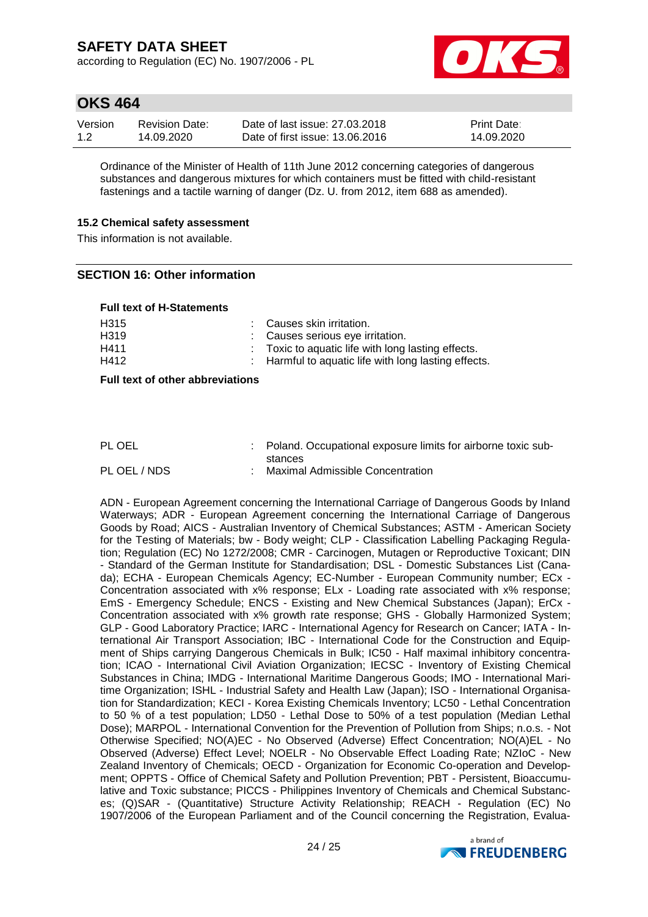Ordinance of the Minister of Health of 11th June 2012 concerning categories of dangerous substances and dangerous mixtures for which containers must be fitted with child-resistant fastenings and a tactile warning of danger (Dz. U. from 2012, item 688 as amended).

### 15.2 Chemical safety assessment

This information is not available.

## SECTION 16: Other information

**Full text of H-Statements**

| | |
|---|---|
| H315 | : Causes skin irritation. |
| H319 | : Causes serious eye irritation. |
| H411 | : Toxic to aquatic life with long lasting effects. |
| H412 | : Harmful to aquatic life with long lasting effects. |

**Full text of other abbreviations**

| | |
|---|---|
| PL OEL | : Poland. Occupational exposure limits for airborne toxic substances |
| PL OEL / NDS | : Maximal Admissible Concentration |

ADN - European Agreement concerning the International Carriage of Dangerous Goods by Inland Waterways; ADR - European Agreement concerning the International Carriage of Dangerous Goods by Road; AICS - Australian Inventory of Chemical Substances; ASTM - American Society for the Testing of Materials; bw - Body weight; CLP - Classification Labelling Packaging Regulation; Regulation (EC) No 1272/2008; CMR - Carcinogen, Mutagen or Reproductive Toxicant; DIN - Standard of the German Institute for Standardisation; DSL - Domestic Substances List (Canada); ECHA - European Chemicals Agency; EC-Number - European Community number; ECx - Concentration associated with x% response; ELx - Loading rate associated with x% response; EmS - Emergency Schedule; ENCS - Existing and New Chemical Substances (Japan); ErCx - Concentration associated with x% growth rate response; GHS - Globally Harmonized System; GLP - Good Laboratory Practice; IARC - International Agency for Research on Cancer; IATA - International Air Transport Association; IBC - International Code for the Construction and Equipment of Ships carrying Dangerous Chemicals in Bulk; IC50 - Half maximal inhibitory concentration; ICAO - International Civil Aviation Organization; IECSC - Inventory of Existing Chemical Substances in China; IMDG - International Maritime Dangerous Goods; IMO - International Maritime Organization; ISHL - Industrial Safety and Health Law (Japan); ISO - International Organisation for Standardization; KECI - Korea Existing Chemicals Inventory; LC50 - Lethal Concentration to 50 % of a test population; LD50 - Lethal Dose to 50% of a test population (Median Lethal Dose); MARPOL - International Convention for the Prevention of Pollution from Ships; n.o.s. - Not Otherwise Specified; NO(A)EC - No Observed (Adverse) Effect Concentration; NO(A)EL - No Observed (Adverse) Effect Level; NOELR - No Observable Effect Loading Rate; NZIoC - New Zealand Inventory of Chemicals; OECD - Organization for Economic Co-operation and Development; OPPTS - Office of Chemical Safety and Pollution Prevention; PBT - Persistent, Bioaccumulative and Toxic substance; PICCS - Philippines Inventory of Chemicals and Chemical Substances; (Q)SAR - (Quantitative) Structure Activity Relationship; REACH - Regulation (EC) No 1907/2006 of the European Parliament and of the Council concerning the Registration, Evalua-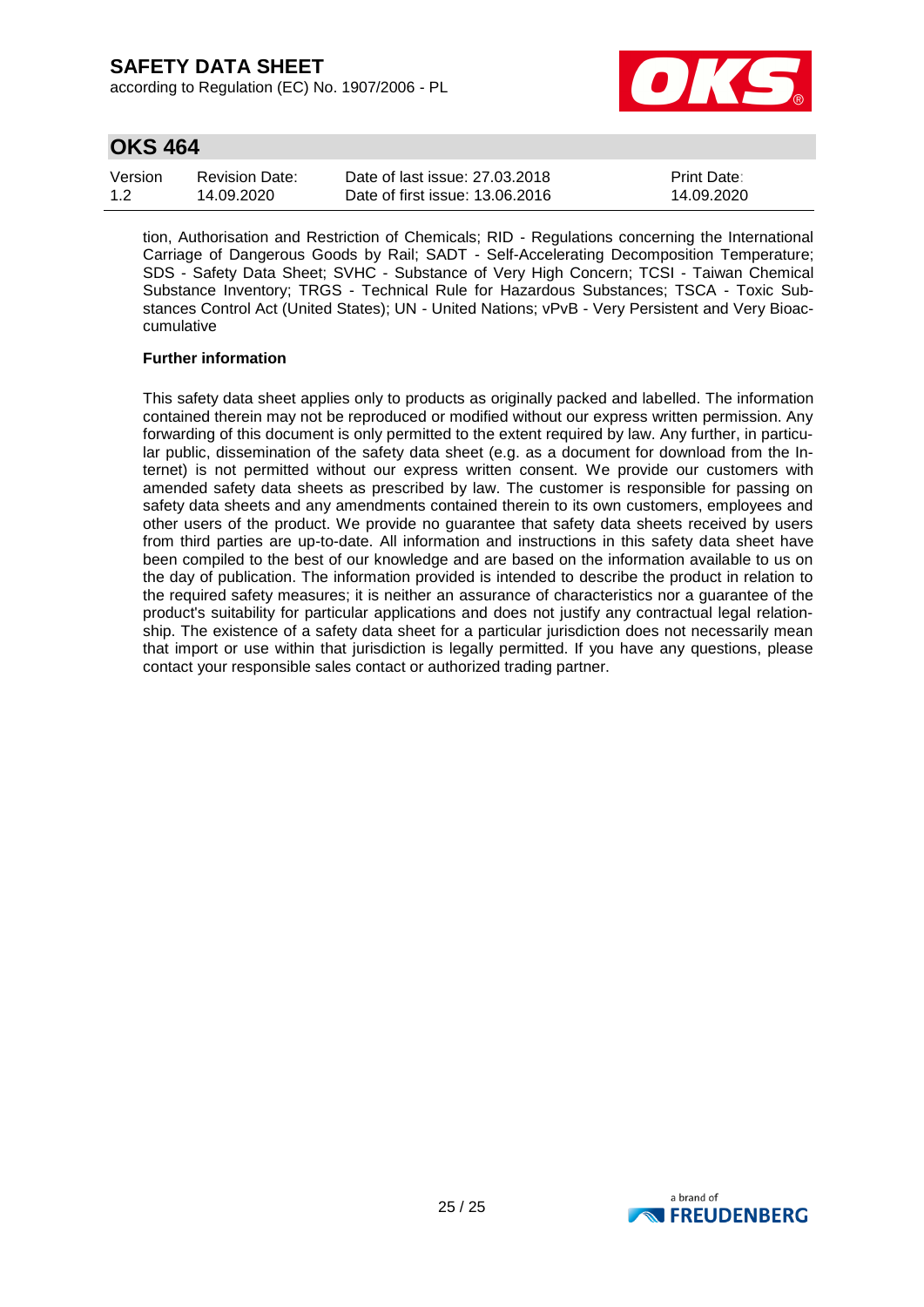tion, Authorisation and Restriction of Chemicals; RID - Regulations concerning the International Carriage of Dangerous Goods by Rail; SADT - Self-Accelerating Decomposition Temperature; SDS - Safety Data Sheet; SVHC - Substance of Very High Concern; TCSI - Taiwan Chemical Substance Inventory; TRGS - Technical Rule for Hazardous Substances; TSCA - Toxic Substances Control Act (United States); UN - United Nations; vPvB - Very Persistent and Very Bioaccumulative

**Further information**

This safety data sheet applies only to products as originally packed and labelled. The information contained therein may not be reproduced or modified without our express written permission. Any forwarding of this document is only permitted to the extent required by law. Any further, in particular public, dissemination of the safety data sheet (e.g. as a document for download from the Internet) is not permitted without our express written consent. We provide our customers with amended safety data sheets as prescribed by law. The customer is responsible for passing on safety data sheets and any amendments contained therein to its own customers, employees and other users of the product. We provide no guarantee that safety data sheets received by users from third parties are up-to-date. All information and instructions in this safety data sheet have been compiled to the best of our knowledge and are based on the information available to us on the day of publication. The information provided is intended to describe the product in relation to the required safety measures; it is neither an assurance of characteristics nor a guarantee of the product's suitability for particular applications and does not justify any contractual legal relationship. The existence of a safety data sheet for a particular jurisdiction does not necessarily mean that import or use within that jurisdiction is legally permitted. If you have any questions, please contact your responsible sales contact or authorized trading partner.